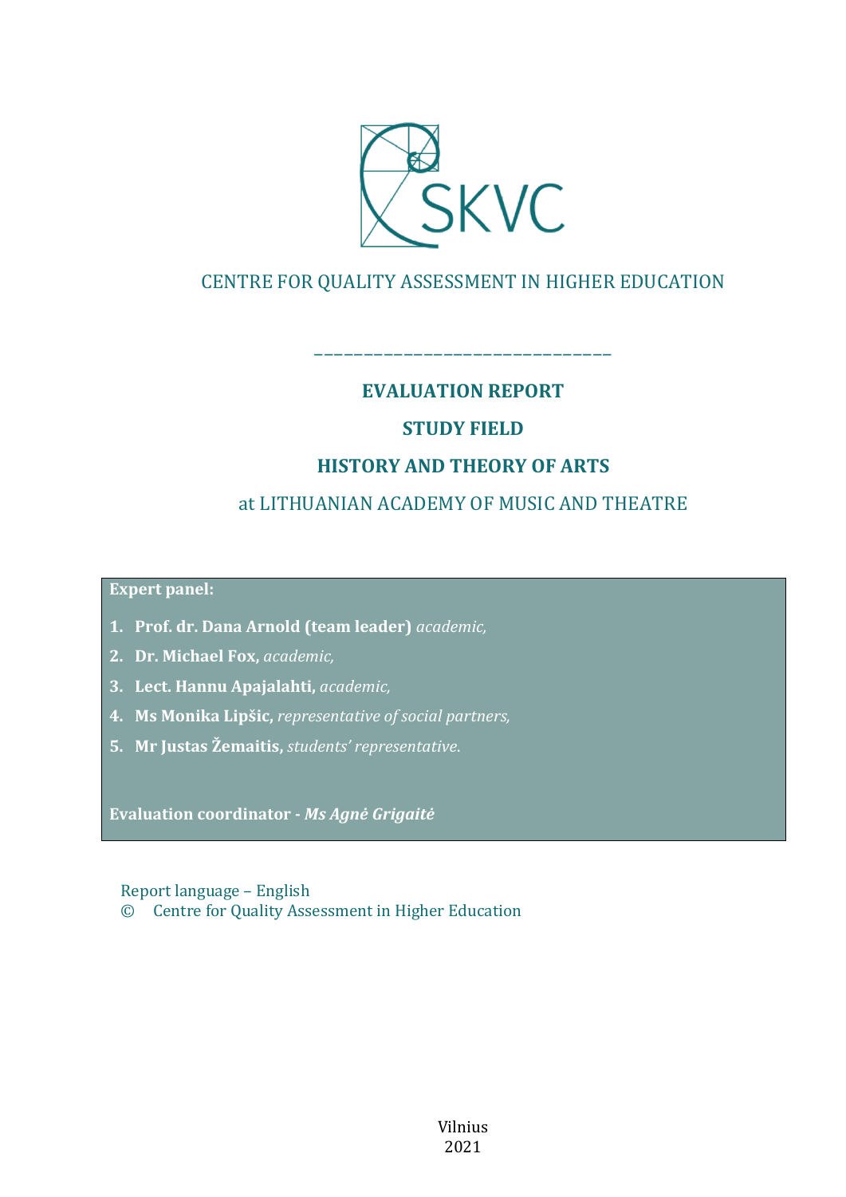SKVC

CENTRE FOR QUALITY ASSESSMENT IN HIGHER EDUCATION

______________________________

# EVALUATION REPORT

## STUDY FIELD

## HISTORY AND THEORY OF ARTS

at LITHUANIAN ACADEMY OF MUSIC AND THEATRE

**Expert panel:**

1. **Prof. dr. Dana Arnold (team leader)** *academic,*
2. **Dr. Michael Fox,** *academic,*
3. **Lect. Hannu Apajalahti,** *academic,*
4. **Ms Monika Lipšic,** *representative of social partners,*
5. **Mr Justas Žemaitis,** *students' representative.*

**Evaluation coordinator -** ***Ms Agnė Grigaitė***

Report language – English

© Centre for Quality Assessment in Higher Education

Vilnius
2021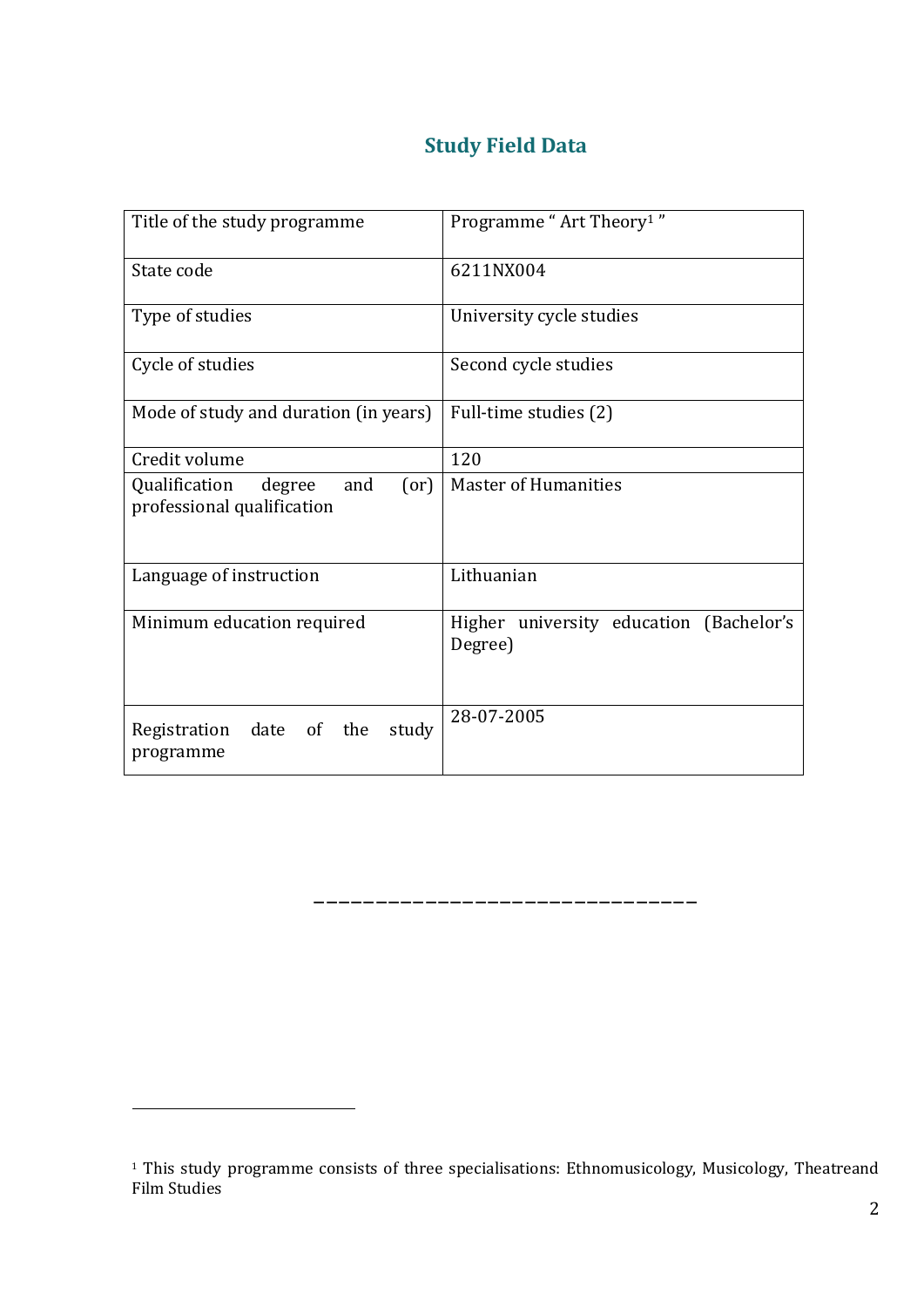## Study Field Data

| Title of the study programme | Programme " Art Theory[1] " |
|---|---|
| State code | 6211NX004 |
| Type of studies | University cycle studies |
| Cycle of studies | Second cycle studies |
| Mode of study and duration (in years) | Full-time studies (2) |
| Credit volume | 120 |
| Qualification degree and (or) professional qualification | Master of Humanities |
| Language of instruction | Lithuanian |
| Minimum education required | Higher university education (Bachelor's Degree) |
| Registration date of the study programme | 28-07-2005 |

———————————————————————

[1] This study programme consists of three specialisations: Ethnomusicology, Musicology, Theatreand Film Studies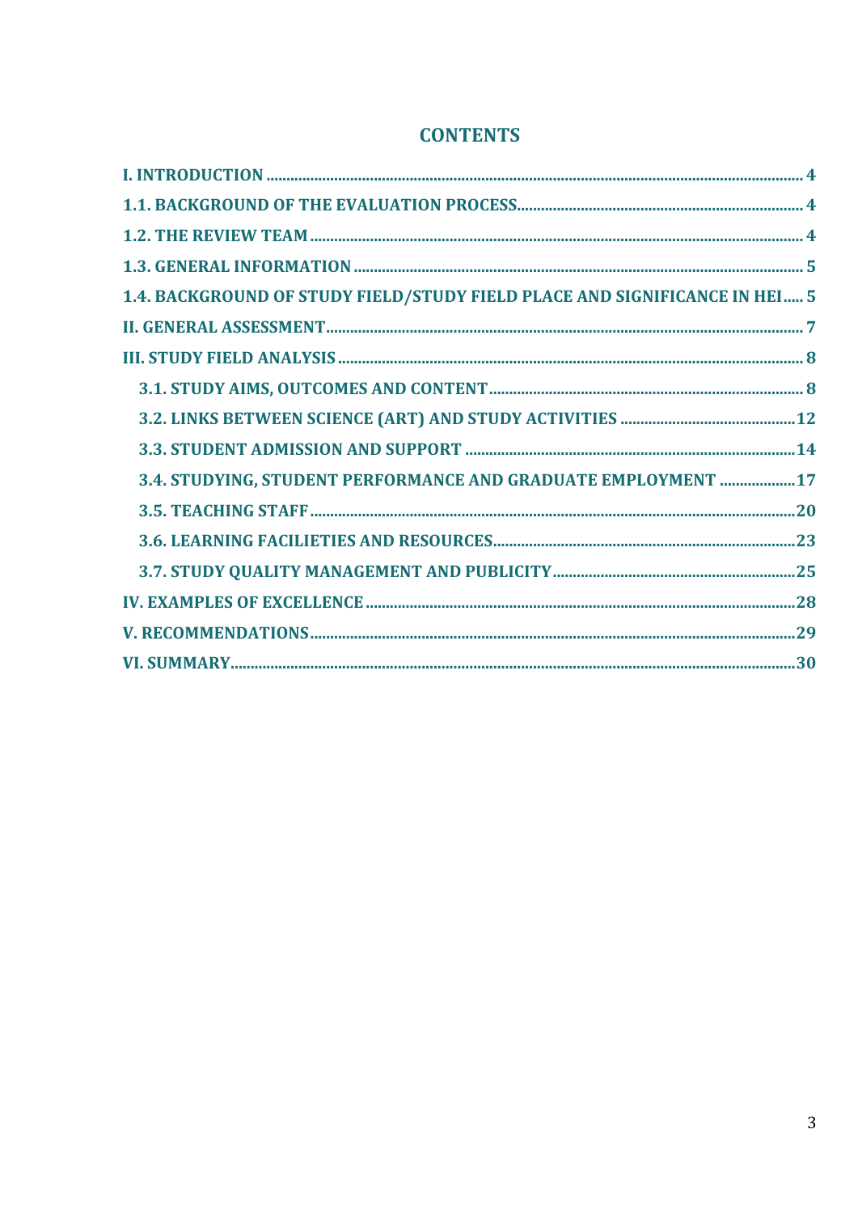# CONTENTS

I. INTRODUCTION .......... 4

1.1. BACKGROUND OF THE EVALUATION PROCESS .......... 4

1.2. THE REVIEW TEAM .......... 4

1.3. GENERAL INFORMATION .......... 5

1.4. BACKGROUND OF STUDY FIELD/STUDY FIELD PLACE AND SIGNIFICANCE IN HEI .......... 5

II. GENERAL ASSESSMENT .......... 7

III. STUDY FIELD ANALYSIS .......... 8

- 3.1. STUDY AIMS, OUTCOMES AND CONTENT .......... 8
- 3.2. LINKS BETWEEN SCIENCE (ART) AND STUDY ACTIVITIES .......... 12
- 3.3. STUDENT ADMISSION AND SUPPORT .......... 14
- 3.4. STUDYING, STUDENT PERFORMANCE AND GRADUATE EMPLOYMENT .......... 17
- 3.5. TEACHING STAFF .......... 20
- 3.6. LEARNING FACILIETIES AND RESOURCES .......... 23
- 3.7. STUDY QUALITY MANAGEMENT AND PUBLICITY .......... 25

IV. EXAMPLES OF EXCELLENCE .......... 28

V. RECOMMENDATIONS .......... 29

VI. SUMMARY .......... 30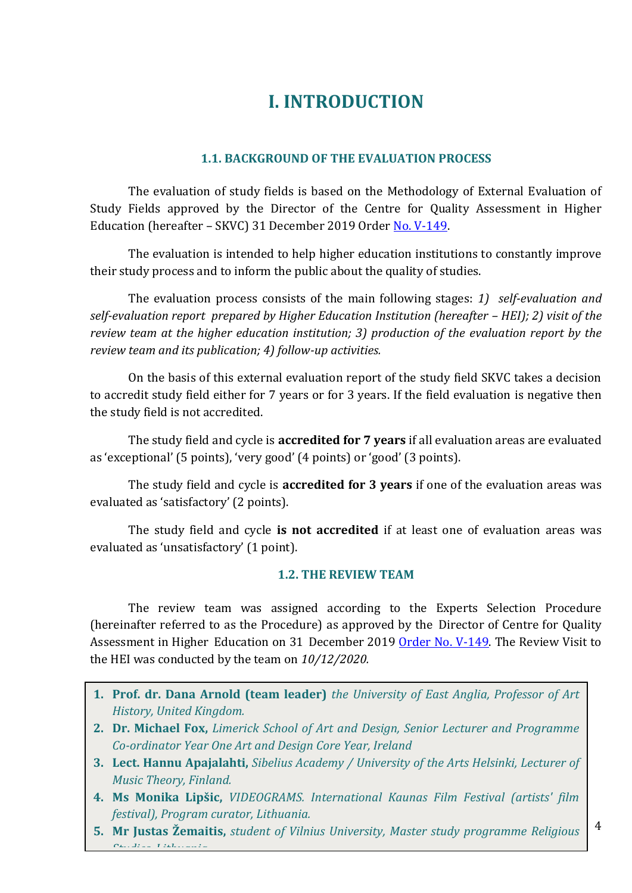# I. INTRODUCTION

### 1.1. BACKGROUND OF THE EVALUATION PROCESS

The evaluation of study fields is based on the Methodology of External Evaluation of Study Fields approved by the Director of the Centre for Quality Assessment in Higher Education (hereafter – SKVC) 31 December 2019 Order [No. V-149](No. V-149).

The evaluation is intended to help higher education institutions to constantly improve their study process and to inform the public about the quality of studies.

The evaluation process consists of the main following stages: *1) self-evaluation and self-evaluation report prepared by Higher Education Institution (hereafter – HEI); 2) visit of the review team at the higher education institution; 3) production of the evaluation report by the review team and its publication; 4) follow-up activities.*

On the basis of this external evaluation report of the study field SKVC takes a decision to accredit study field either for 7 years or for 3 years. If the field evaluation is negative then the study field is not accredited.

The study field and cycle is **accredited for 7 years** if all evaluation areas are evaluated as 'exceptional' (5 points), 'very good' (4 points) or 'good' (3 points).

The study field and cycle is **accredited for 3 years** if one of the evaluation areas was evaluated as 'satisfactory' (2 points).

The study field and cycle **is not accredited** if at least one of evaluation areas was evaluated as 'unsatisfactory' (1 point).

### 1.2. THE REVIEW TEAM

The review team was assigned according to the Experts Selection Procedure (hereinafter referred to as the Procedure) as approved by the Director of Centre for Quality Assessment in Higher Education on 31 December 2019 [Order No. V-149](Order No. V-149). The Review Visit to the HEI was conducted by the team on *10/12/2020.*

1. **Prof. dr. Dana Arnold (team leader)** *the University of East Anglia, Professor of Art History, United Kingdom.*
2. **Dr. Michael Fox,** *Limerick School of Art and Design, Senior Lecturer and Programme Co-ordinator Year One Art and Design Core Year, Ireland*
3. **Lect. Hannu Apajalahti,** *Sibelius Academy / University of the Arts Helsinki, Lecturer of Music Theory, Finland.*
4. **Ms Monika Lipšic,** *VIDEOGRAMS. International Kaunas Film Festival (artists' film festival), Program curator, Lithuania.*
5. **Mr Justas Žemaitis,** *student of Vilnius University, Master study programme Religious Studies, Lithuania.*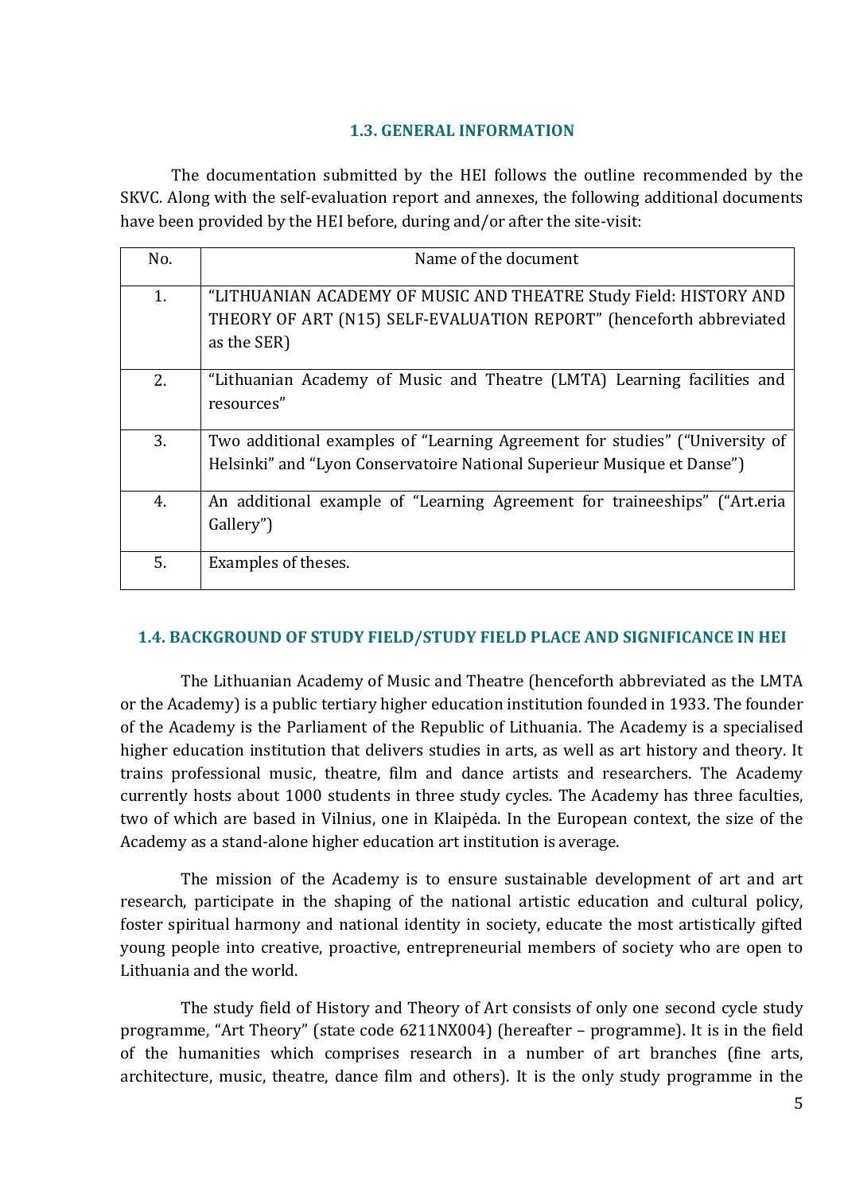### 1.3. GENERAL INFORMATION

The documentation submitted by the HEI follows the outline recommended by the SKVC. Along with the self-evaluation report and annexes, the following additional documents have been provided by the HEI before, during and/or after the site-visit:

| No. | Name of the document |
| --- | --- |
| 1. | "LITHUANIAN ACADEMY OF MUSIC AND THEATRE Study Field: HISTORY AND THEORY OF ART (N15) SELF-EVALUATION REPORT" (henceforth abbreviated as the SER) |
| 2. | "Lithuanian Academy of Music and Theatre (LMTA) Learning facilities and resources" |
| 3. | Two additional examples of "Learning Agreement for studies" ("University of Helsinki" and "Lyon Conservatoire National Superieur Musique et Danse") |
| 4. | An additional example of "Learning Agreement for traineeships" ("Art.eria Gallery") |
| 5. | Examples of theses. |

### 1.4. BACKGROUND OF STUDY FIELD/STUDY FIELD PLACE AND SIGNIFICANCE IN HEI

The Lithuanian Academy of Music and Theatre (henceforth abbreviated as the LMTA or the Academy) is a public tertiary higher education institution founded in 1933. The founder of the Academy is the Parliament of the Republic of Lithuania. The Academy is a specialised higher education institution that delivers studies in arts, as well as art history and theory. It trains professional music, theatre, film and dance artists and researchers. The Academy currently hosts about 1000 students in three study cycles. The Academy has three faculties, two of which are based in Vilnius, one in Klaipėda. In the European context, the size of the Academy as a stand-alone higher education art institution is average.

The mission of the Academy is to ensure sustainable development of art and art research, participate in the shaping of the national artistic education and cultural policy, foster spiritual harmony and national identity in society, educate the most artistically gifted young people into creative, proactive, entrepreneurial members of society who are open to Lithuania and the world.

The study field of History and Theory of Art consists of only one second cycle study programme, "Art Theory" (state code 6211NX004) (hereafter – programme). It is in the field of the humanities which comprises research in a number of art branches (fine arts, architecture, music, theatre, dance film and others). It is the only study programme in the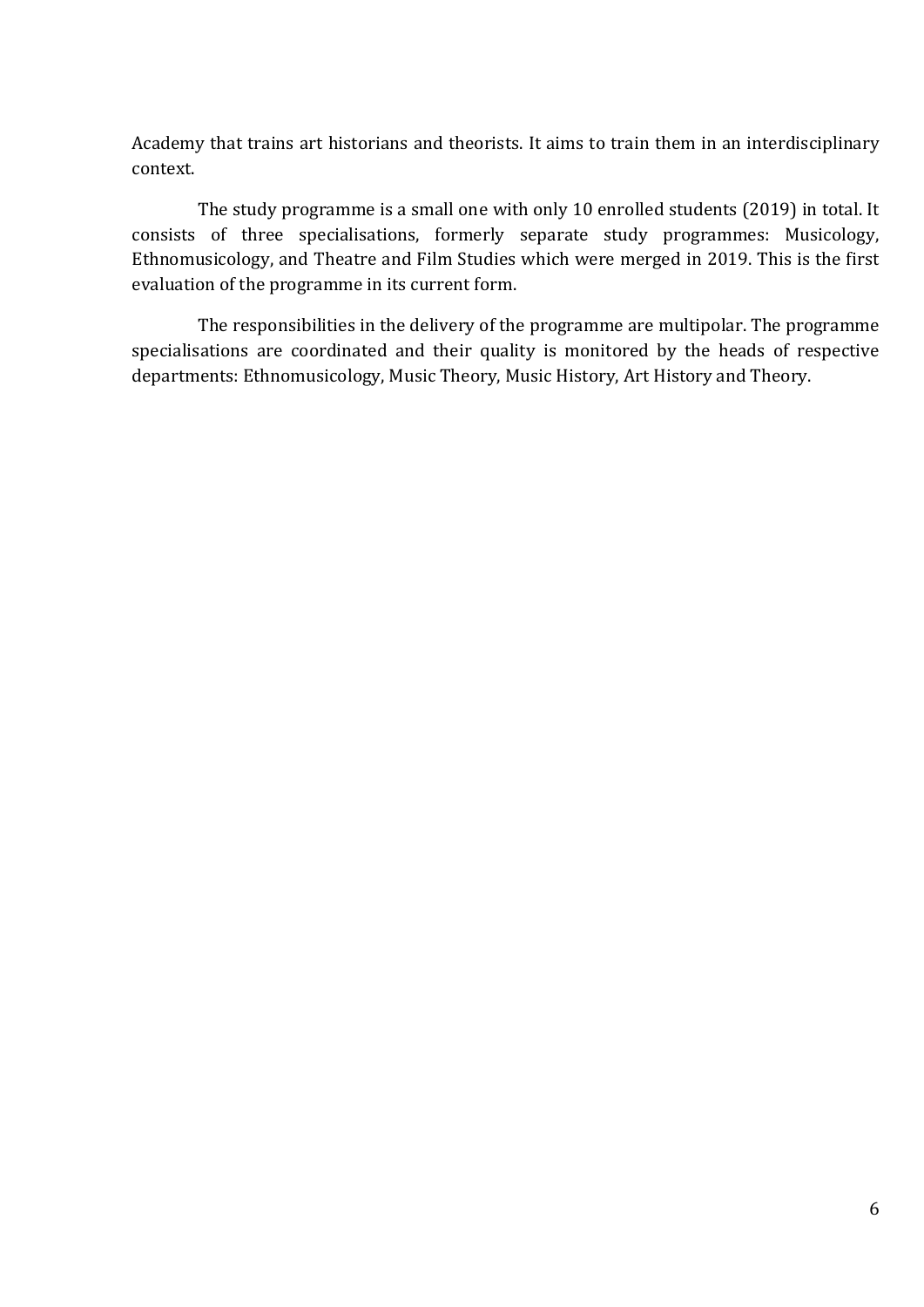Academy that trains art historians and theorists. It aims to train them in an interdisciplinary context.

The study programme is a small one with only 10 enrolled students (2019) in total. It consists of three specialisations, formerly separate study programmes: Musicology, Ethnomusicology, and Theatre and Film Studies which were merged in 2019. This is the first evaluation of the programme in its current form.

The responsibilities in the delivery of the programme are multipolar. The programme specialisations are coordinated and their quality is monitored by the heads of respective departments: Ethnomusicology, Music Theory, Music History, Art History and Theory.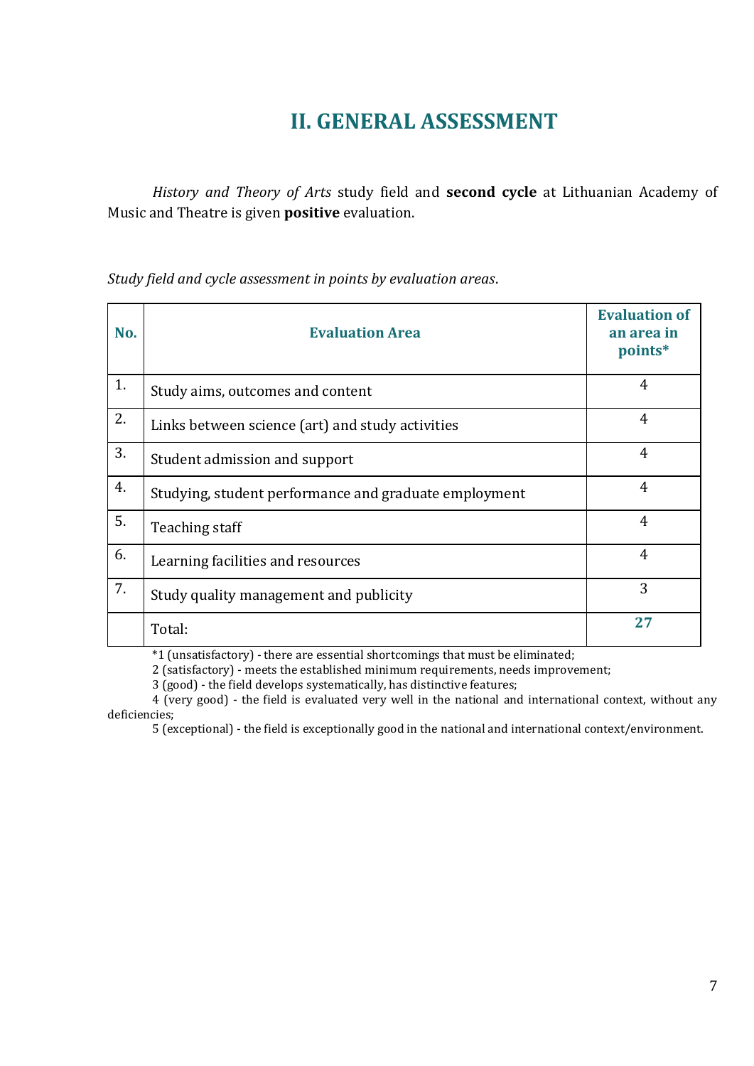# II. GENERAL ASSESSMENT

*History and Theory of Arts* study field and **second cycle** at Lithuanian Academy of Music and Theatre is given **positive** evaluation.

*Study field and cycle assessment in points by evaluation areas*.

| No. | Evaluation Area | Evaluation of an area in points* |
|---|---|---|
| 1. | Study aims, outcomes and content | 4 |
| 2. | Links between science (art) and study activities | 4 |
| 3. | Student admission and support | 4 |
| 4. | Studying, student performance and graduate employment | 4 |
| 5. | Teaching staff | 4 |
| 6. | Learning facilities and resources | 4 |
| 7. | Study quality management and publicity | 3 |
| | Total: | **27** |

*1 (unsatisfactory) - there are essential shortcomings that must be eliminated;

2 (satisfactory) - meets the established minimum requirements, needs improvement;

3 (good) - the field develops systematically, has distinctive features;

4 (very good) - the field is evaluated very well in the national and international context, without any deficiencies;

5 (exceptional) - the field is exceptionally good in the national and international context/environment.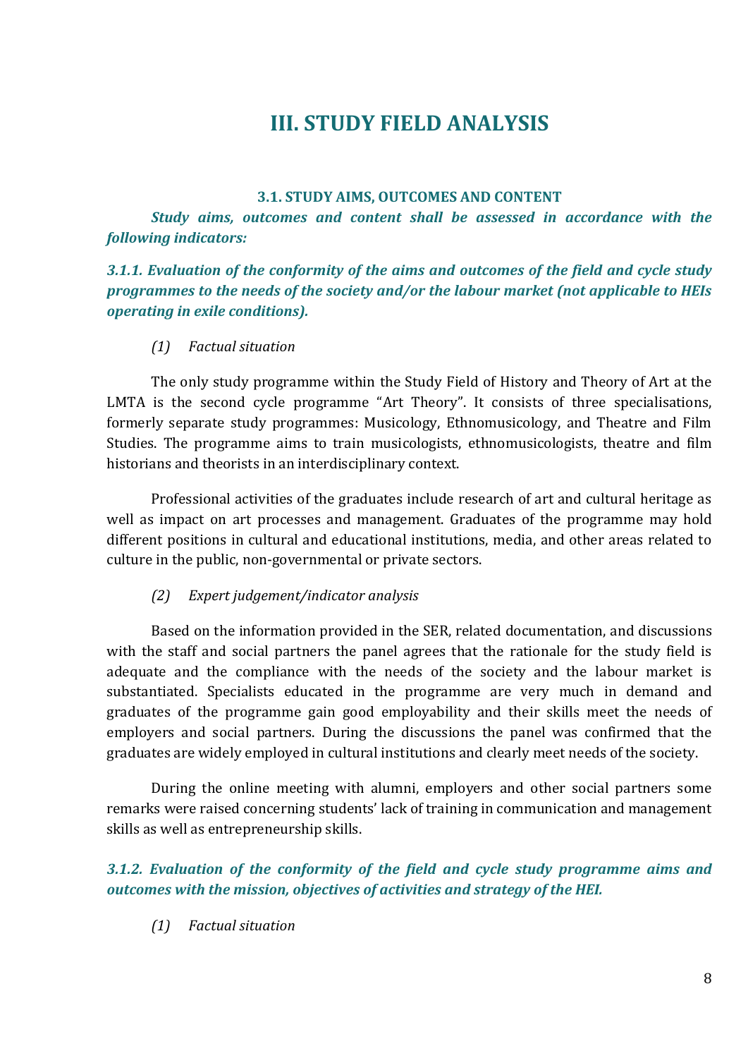# III. STUDY FIELD ANALYSIS

### 3.1. STUDY AIMS, OUTCOMES AND CONTENT

***Study aims, outcomes and content shall be assessed in accordance with the following indicators:***

***3.1.1. Evaluation of the conformity of the aims and outcomes of the field and cycle study programmes to the needs of the society and/or the labour market (not applicable to HEIs operating in exile conditions).***

*(1) Factual situation*

The only study programme within the Study Field of History and Theory of Art at the LMTA is the second cycle programme "Art Theory". It consists of three specialisations, formerly separate study programmes: Musicology, Ethnomusicology, and Theatre and Film Studies. The programme aims to train musicologists, ethnomusicologists, theatre and film historians and theorists in an interdisciplinary context.

Professional activities of the graduates include research of art and cultural heritage as well as impact on art processes and management. Graduates of the programme may hold different positions in cultural and educational institutions, media, and other areas related to culture in the public, non-governmental or private sectors.

*(2) Expert judgement/indicator analysis*

Based on the information provided in the SER, related documentation, and discussions with the staff and social partners the panel agrees that the rationale for the study field is adequate and the compliance with the needs of the society and the labour market is substantiated. Specialists educated in the programme are very much in demand and graduates of the programme gain good employability and their skills meet the needs of employers and social partners. During the discussions the panel was confirmed that the graduates are widely employed in cultural institutions and clearly meet needs of the society.

During the online meeting with alumni, employers and other social partners some remarks were raised concerning students' lack of training in communication and management skills as well as entrepreneurship skills.

***3.1.2. Evaluation of the conformity of the field and cycle study programme aims and outcomes with the mission, objectives of activities and strategy of the HEI.***

*(1) Factual situation*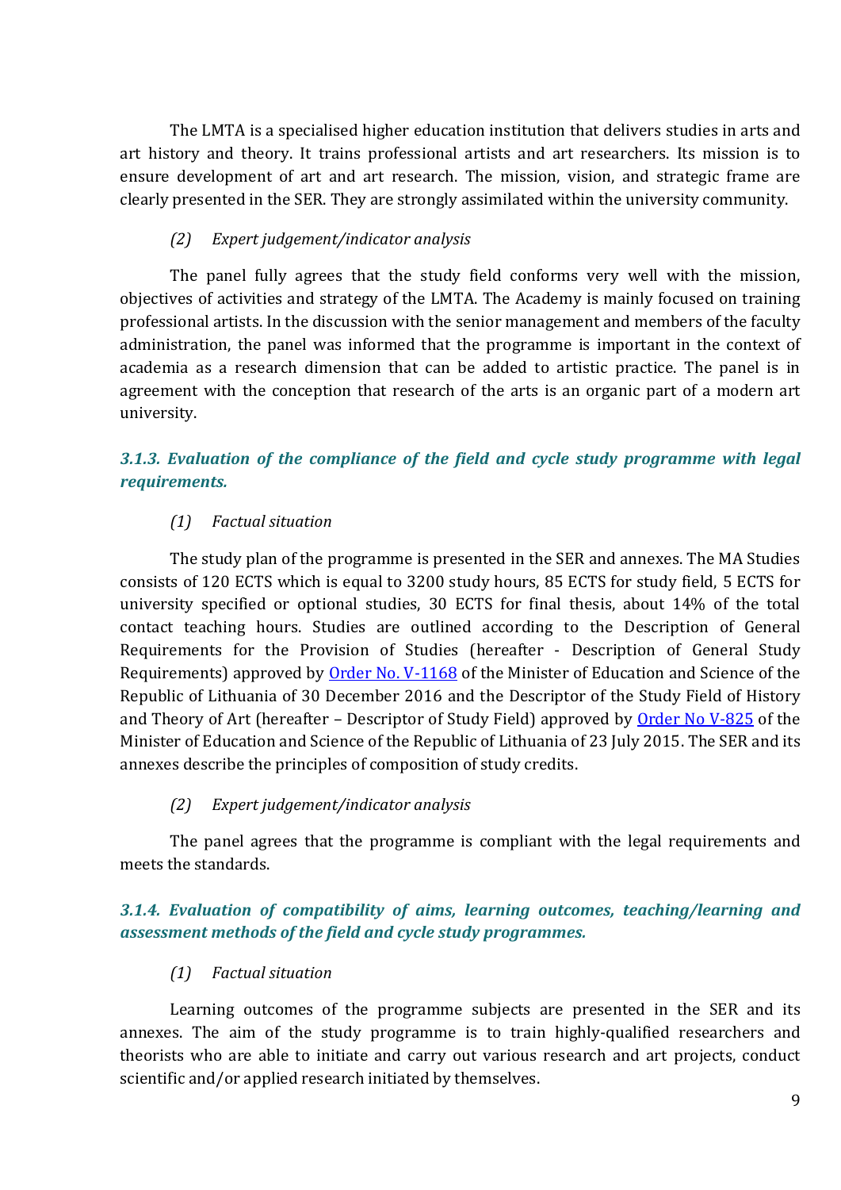The LMTA is a specialised higher education institution that delivers studies in arts and art history and theory. It trains professional artists and art researchers. Its mission is to ensure development of art and art research. The mission, vision, and strategic frame are clearly presented in the SER. They are strongly assimilated within the university community.

*(2) Expert judgement/indicator analysis*

The panel fully agrees that the study field conforms very well with the mission, objectives of activities and strategy of the LMTA. The Academy is mainly focused on training professional artists. In the discussion with the senior management and members of the faculty administration, the panel was informed that the programme is important in the context of academia as a research dimension that can be added to artistic practice. The panel is in agreement with the conception that research of the arts is an organic part of a modern art university.

### *3.1.3. Evaluation of the compliance of the field and cycle study programme with legal requirements.*

*(1) Factual situation*

The study plan of the programme is presented in the SER and annexes. The MA Studies consists of 120 ECTS which is equal to 3200 study hours, 85 ECTS for study field, 5 ECTS for university specified or optional studies, 30 ECTS for final thesis, about 14% of the total contact teaching hours. Studies are outlined according to the Description of General Requirements for the Provision of Studies (hereafter - Description of General Study Requirements) approved by Order No. V-1168 of the Minister of Education and Science of the Republic of Lithuania of 30 December 2016 and the Descriptor of the Study Field of History and Theory of Art (hereafter – Descriptor of Study Field) approved by Order No V-825 of the Minister of Education and Science of the Republic of Lithuania of 23 July 2015. The SER and its annexes describe the principles of composition of study credits.

*(2) Expert judgement/indicator analysis*

The panel agrees that the programme is compliant with the legal requirements and meets the standards.

### *3.1.4. Evaluation of compatibility of aims, learning outcomes, teaching/learning and assessment methods of the field and cycle study programmes.*

*(1) Factual situation*

Learning outcomes of the programme subjects are presented in the SER and its annexes. The aim of the study programme is to train highly-qualified researchers and theorists who are able to initiate and carry out various research and art projects, conduct scientific and/or applied research initiated by themselves.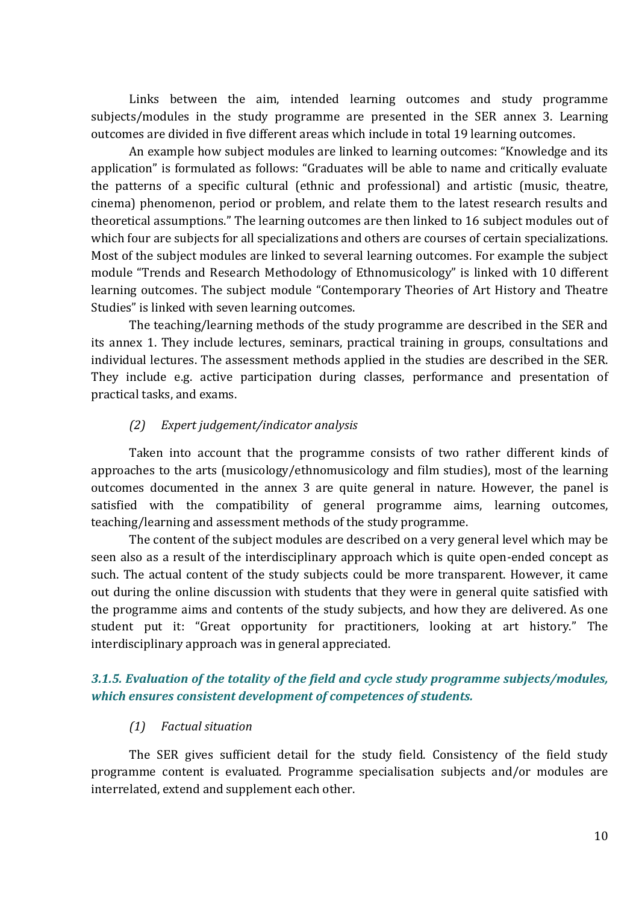Links between the aim, intended learning outcomes and study programme subjects/modules in the study programme are presented in the SER annex 3. Learning outcomes are divided in five different areas which include in total 19 learning outcomes.

An example how subject modules are linked to learning outcomes: "Knowledge and its application" is formulated as follows: "Graduates will be able to name and critically evaluate the patterns of a specific cultural (ethnic and professional) and artistic (music, theatre, cinema) phenomenon, period or problem, and relate them to the latest research results and theoretical assumptions." The learning outcomes are then linked to 16 subject modules out of which four are subjects for all specializations and others are courses of certain specializations. Most of the subject modules are linked to several learning outcomes. For example the subject module "Trends and Research Methodology of Ethnomusicology" is linked with 10 different learning outcomes. The subject module "Contemporary Theories of Art History and Theatre Studies" is linked with seven learning outcomes.

The teaching/learning methods of the study programme are described in the SER and its annex 1. They include lectures, seminars, practical training in groups, consultations and individual lectures. The assessment methods applied in the studies are described in the SER. They include e.g. active participation during classes, performance and presentation of practical tasks, and exams.

*(2) Expert judgement/indicator analysis*

Taken into account that the programme consists of two rather different kinds of approaches to the arts (musicology/ethnomusicology and film studies), most of the learning outcomes documented in the annex 3 are quite general in nature. However, the panel is satisfied with the compatibility of general programme aims, learning outcomes, teaching/learning and assessment methods of the study programme.

The content of the subject modules are described on a very general level which may be seen also as a result of the interdisciplinary approach which is quite open-ended concept as such. The actual content of the study subjects could be more transparent. However, it came out during the online discussion with students that they were in general quite satisfied with the programme aims and contents of the study subjects, and how they are delivered. As one student put it: "Great opportunity for practitioners, looking at art history." The interdisciplinary approach was in general appreciated.

### *3.1.5. Evaluation of the totality of the field and cycle study programme subjects/modules, which ensures consistent development of competences of students.*

*(1) Factual situation*

The SER gives sufficient detail for the study field. Consistency of the field study programme content is evaluated. Programme specialisation subjects and/or modules are interrelated, extend and supplement each other.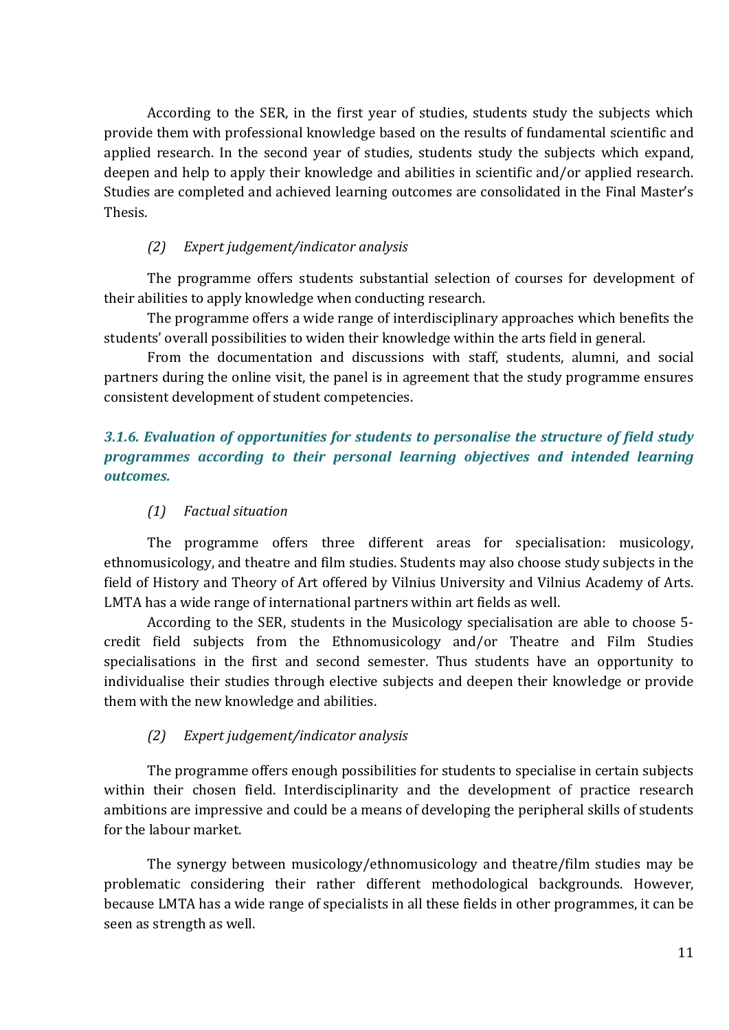According to the SER, in the first year of studies, students study the subjects which provide them with professional knowledge based on the results of fundamental scientific and applied research. In the second year of studies, students study the subjects which expand, deepen and help to apply their knowledge and abilities in scientific and/or applied research. Studies are completed and achieved learning outcomes are consolidated in the Final Master's Thesis.

*(2) Expert judgement/indicator analysis*

The programme offers students substantial selection of courses for development of their abilities to apply knowledge when conducting research.

The programme offers a wide range of interdisciplinary approaches which benefits the students' overall possibilities to widen their knowledge within the arts field in general.

From the documentation and discussions with staff, students, alumni, and social partners during the online visit, the panel is in agreement that the study programme ensures consistent development of student competencies.

### *3.1.6. Evaluation of opportunities for students to personalise the structure of field study programmes according to their personal learning objectives and intended learning outcomes.*

*(1) Factual situation*

The programme offers three different areas for specialisation: musicology, ethnomusicology, and theatre and film studies. Students may also choose study subjects in the field of History and Theory of Art offered by Vilnius University and Vilnius Academy of Arts. LMTA has a wide range of international partners within art fields as well.

According to the SER, students in the Musicology specialisation are able to choose 5-credit field subjects from the Ethnomusicology and/or Theatre and Film Studies specialisations in the first and second semester. Thus students have an opportunity to individualise their studies through elective subjects and deepen their knowledge or provide them with the new knowledge and abilities.

*(2) Expert judgement/indicator analysis*

The programme offers enough possibilities for students to specialise in certain subjects within their chosen field. Interdisciplinarity and the development of practice research ambitions are impressive and could be a means of developing the peripheral skills of students for the labour market.

The synergy between musicology/ethnomusicology and theatre/film studies may be problematic considering their rather different methodological backgrounds. However, because LMTA has a wide range of specialists in all these fields in other programmes, it can be seen as strength as well.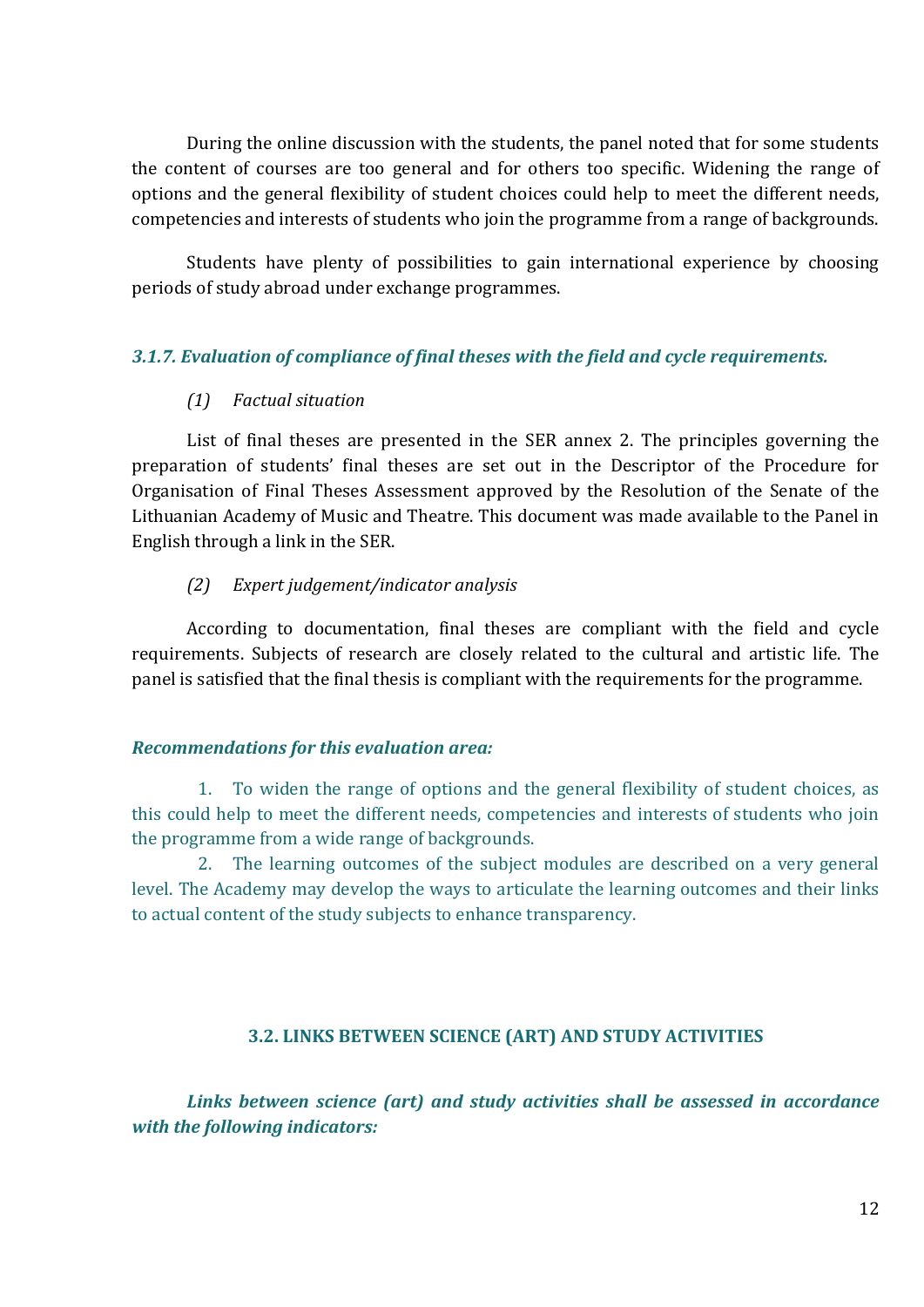During the online discussion with the students, the panel noted that for some students the content of courses are too general and for others too specific. Widening the range of options and the general flexibility of student choices could help to meet the different needs, competencies and interests of students who join the programme from a range of backgrounds.

Students have plenty of possibilities to gain international experience by choosing periods of study abroad under exchange programmes.

### *3.1.7. Evaluation of compliance of final theses with the field and cycle requirements.*

*(1) Factual situation*

List of final theses are presented in the SER annex 2. The principles governing the preparation of students' final theses are set out in the Descriptor of the Procedure for Organisation of Final Theses Assessment approved by the Resolution of the Senate of the Lithuanian Academy of Music and Theatre. This document was made available to the Panel in English through a link in the SER.

*(2) Expert judgement/indicator analysis*

According to documentation, final theses are compliant with the field and cycle requirements. Subjects of research are closely related to the cultural and artistic life. The panel is satisfied that the final thesis is compliant with the requirements for the programme.

***Recommendations for this evaluation area:***

1. To widen the range of options and the general flexibility of student choices, as this could help to meet the different needs, competencies and interests of students who join the programme from a wide range of backgrounds.
2. The learning outcomes of the subject modules are described on a very general level. The Academy may develop the ways to articulate the learning outcomes and their links to actual content of the study subjects to enhance transparency.

## 3.2. LINKS BETWEEN SCIENCE (ART) AND STUDY ACTIVITIES

***Links between science (art) and study activities shall be assessed in accordance with the following indicators:***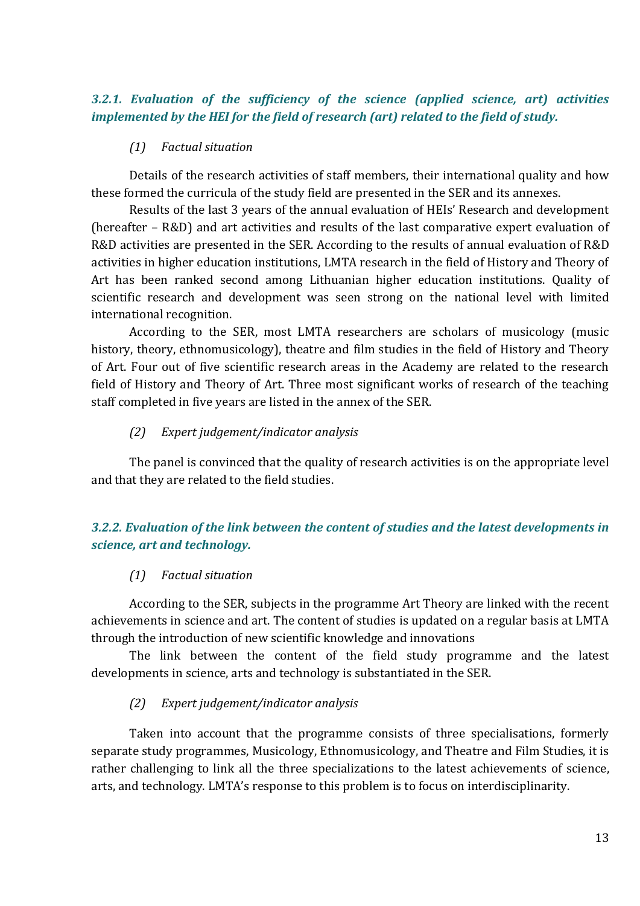### *3.2.1. Evaluation of the sufficiency of the science (applied science, art) activities implemented by the HEI for the field of research (art) related to the field of study.*

*(1) Factual situation*

Details of the research activities of staff members, their international quality and how these formed the curricula of the study field are presented in the SER and its annexes.

Results of the last 3 years of the annual evaluation of HEIs' Research and development (hereafter – R&D) and art activities and results of the last comparative expert evaluation of R&D activities are presented in the SER. According to the results of annual evaluation of R&D activities in higher education institutions, LMTA research in the field of History and Theory of Art has been ranked second among Lithuanian higher education institutions. Quality of scientific research and development was seen strong on the national level with limited international recognition.

According to the SER, most LMTA researchers are scholars of musicology (music history, theory, ethnomusicology), theatre and film studies in the field of History and Theory of Art. Four out of five scientific research areas in the Academy are related to the research field of History and Theory of Art. Three most significant works of research of the teaching staff completed in five years are listed in the annex of the SER.

*(2) Expert judgement/indicator analysis*

The panel is convinced that the quality of research activities is on the appropriate level and that they are related to the field studies.

### *3.2.2. Evaluation of the link between the content of studies and the latest developments in science, art and technology.*

*(1) Factual situation*

According to the SER, subjects in the programme Art Theory are linked with the recent achievements in science and art. The content of studies is updated on a regular basis at LMTA through the introduction of new scientific knowledge and innovations

The link between the content of the field study programme and the latest developments in science, arts and technology is substantiated in the SER.

*(2) Expert judgement/indicator analysis*

Taken into account that the programme consists of three specialisations, formerly separate study programmes, Musicology, Ethnomusicology, and Theatre and Film Studies, it is rather challenging to link all the three specializations to the latest achievements of science, arts, and technology. LMTA's response to this problem is to focus on interdisciplinarity.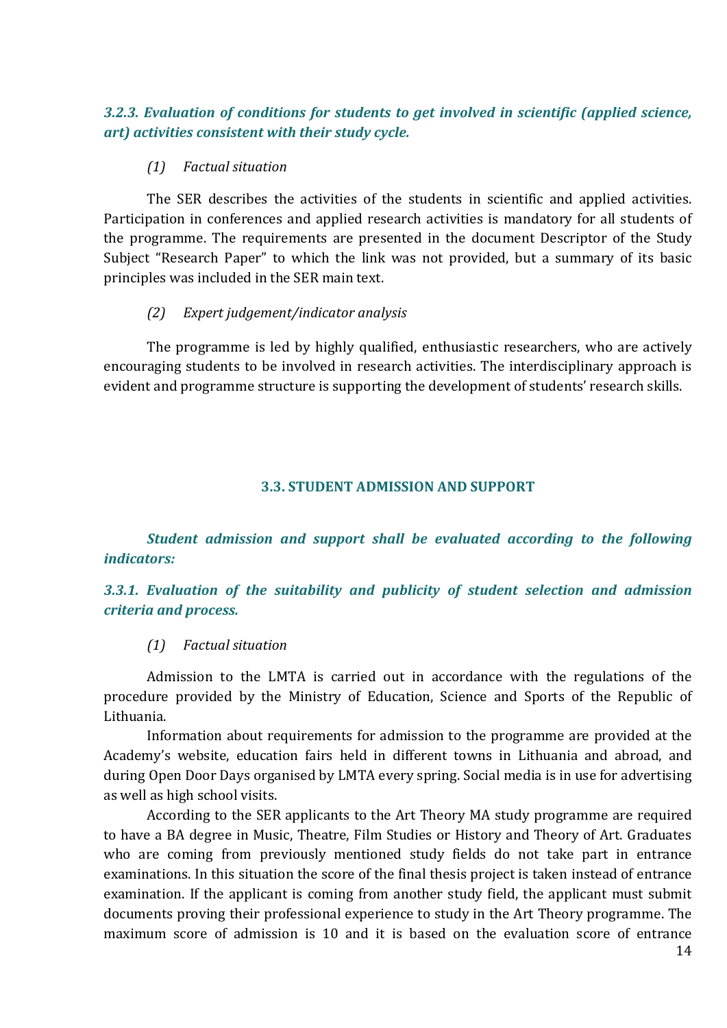### *3.2.3. Evaluation of conditions for students to get involved in scientific (applied science, art) activities consistent with their study cycle.*

*(1) Factual situation*

The SER describes the activities of the students in scientific and applied activities. Participation in conferences and applied research activities is mandatory for all students of the programme. The requirements are presented in the document Descriptor of the Study Subject "Research Paper" to which the link was not provided, but a summary of its basic principles was included in the SER main text.

*(2) Expert judgement/indicator analysis*

The programme is led by highly qualified, enthusiastic researchers, who are actively encouraging students to be involved in research activities. The interdisciplinary approach is evident and programme structure is supporting the development of students' research skills.

## 3.3. STUDENT ADMISSION AND SUPPORT

***Student admission and support shall be evaluated according to the following indicators:***

### *3.3.1. Evaluation of the suitability and publicity of student selection and admission criteria and process.*

*(1) Factual situation*

Admission to the LMTA is carried out in accordance with the regulations of the procedure provided by the Ministry of Education, Science and Sports of the Republic of Lithuania.

Information about requirements for admission to the programme are provided at the Academy's website, education fairs held in different towns in Lithuania and abroad, and during Open Door Days organised by LMTA every spring. Social media is in use for advertising as well as high school visits.

According to the SER applicants to the Art Theory MA study programme are required to have a BA degree in Music, Theatre, Film Studies or History and Theory of Art. Graduates who are coming from previously mentioned study fields do not take part in entrance examinations. In this situation the score of the final thesis project is taken instead of entrance examination. If the applicant is coming from another study field, the applicant must submit documents proving their professional experience to study in the Art Theory programme. The maximum score of admission is 10 and it is based on the evaluation score of entrance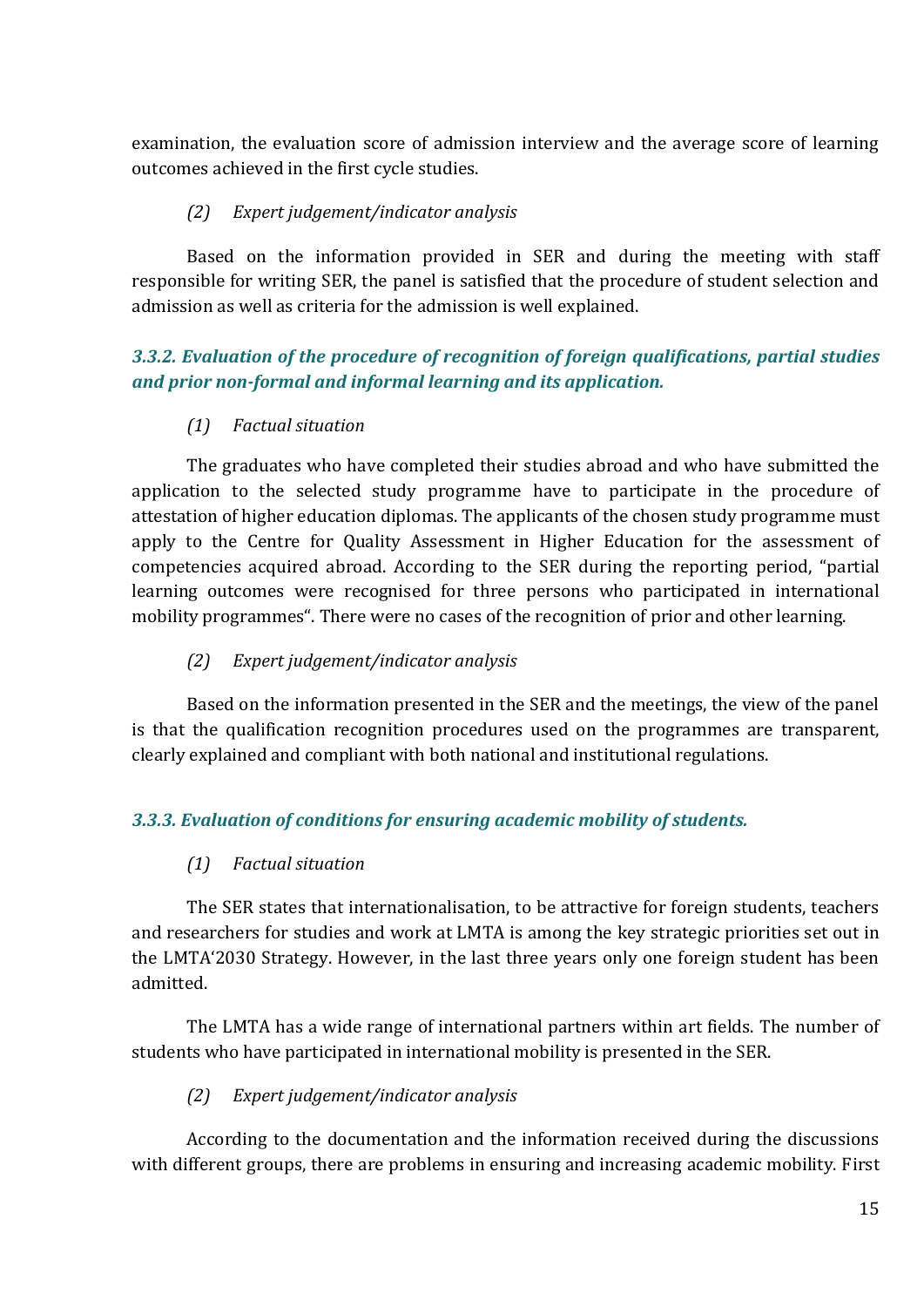examination, the evaluation score of admission interview and the average score of learning outcomes achieved in the first cycle studies.

*(2) Expert judgement/indicator analysis*

Based on the information provided in SER and during the meeting with staff responsible for writing SER, the panel is satisfied that the procedure of student selection and admission as well as criteria for the admission is well explained.

### *3.3.2. Evaluation of the procedure of recognition of foreign qualifications, partial studies and prior non-formal and informal learning and its application.*

*(1) Factual situation*

The graduates who have completed their studies abroad and who have submitted the application to the selected study programme have to participate in the procedure of attestation of higher education diplomas. The applicants of the chosen study programme must apply to the Centre for Quality Assessment in Higher Education for the assessment of competencies acquired abroad. According to the SER during the reporting period, "partial learning outcomes were recognised for three persons who participated in international mobility programmes". There were no cases of the recognition of prior and other learning.

*(2) Expert judgement/indicator analysis*

Based on the information presented in the SER and the meetings, the view of the panel is that the qualification recognition procedures used on the programmes are transparent, clearly explained and compliant with both national and institutional regulations.

### *3.3.3. Evaluation of conditions for ensuring academic mobility of students.*

*(1) Factual situation*

The SER states that internationalisation, to be attractive for foreign students, teachers and researchers for studies and work at LMTA is among the key strategic priorities set out in the LMTA'2030 Strategy. However, in the last three years only one foreign student has been admitted.

The LMTA has a wide range of international partners within art fields. The number of students who have participated in international mobility is presented in the SER.

*(2) Expert judgement/indicator analysis*

According to the documentation and the information received during the discussions with different groups, there are problems in ensuring and increasing academic mobility. First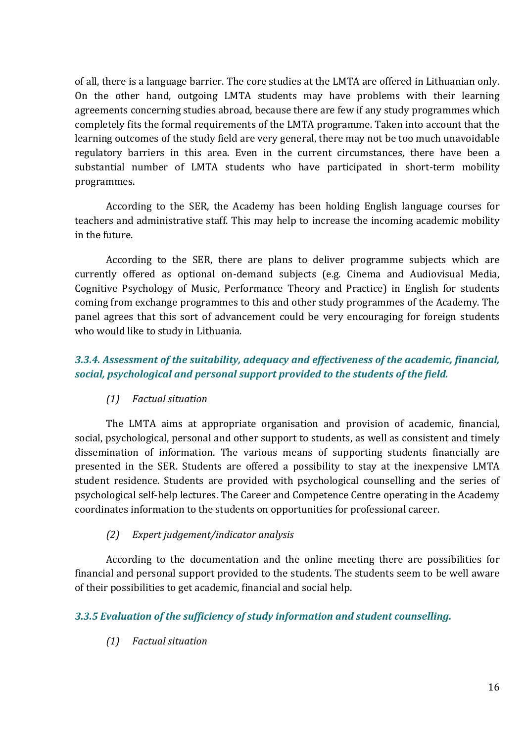of all, there is a language barrier. The core studies at the LMTA are offered in Lithuanian only. On the other hand, outgoing LMTA students may have problems with their learning agreements concerning studies abroad, because there are few if any study programmes which completely fits the formal requirements of the LMTA programme. Taken into account that the learning outcomes of the study field are very general, there may not be too much unavoidable regulatory barriers in this area. Even in the current circumstances, there have been a substantial number of LMTA students who have participated in short-term mobility programmes.

According to the SER, the Academy has been holding English language courses for teachers and administrative staff. This may help to increase the incoming academic mobility in the future.

According to the SER, there are plans to deliver programme subjects which are currently offered as optional on-demand subjects (e.g. Cinema and Audiovisual Media, Cognitive Psychology of Music, Performance Theory and Practice) in English for students coming from exchange programmes to this and other study programmes of the Academy. The panel agrees that this sort of advancement could be very encouraging for foreign students who would like to study in Lithuania.

### *3.3.4. Assessment of the suitability, adequacy and effectiveness of the academic, financial, social, psychological and personal support provided to the students of the field.*

*(1) Factual situation*

The LMTA aims at appropriate organisation and provision of academic, financial, social, psychological, personal and other support to students, as well as consistent and timely dissemination of information. The various means of supporting students financially are presented in the SER. Students are offered a possibility to stay at the inexpensive LMTA student residence. Students are provided with psychological counselling and the series of psychological self-help lectures. The Career and Competence Centre operating in the Academy coordinates information to the students on opportunities for professional career.

*(2) Expert judgement/indicator analysis*

According to the documentation and the online meeting there are possibilities for financial and personal support provided to the students. The students seem to be well aware of their possibilities to get academic, financial and social help.

### *3.3.5 Evaluation of the sufficiency of study information and student counselling.*

*(1) Factual situation*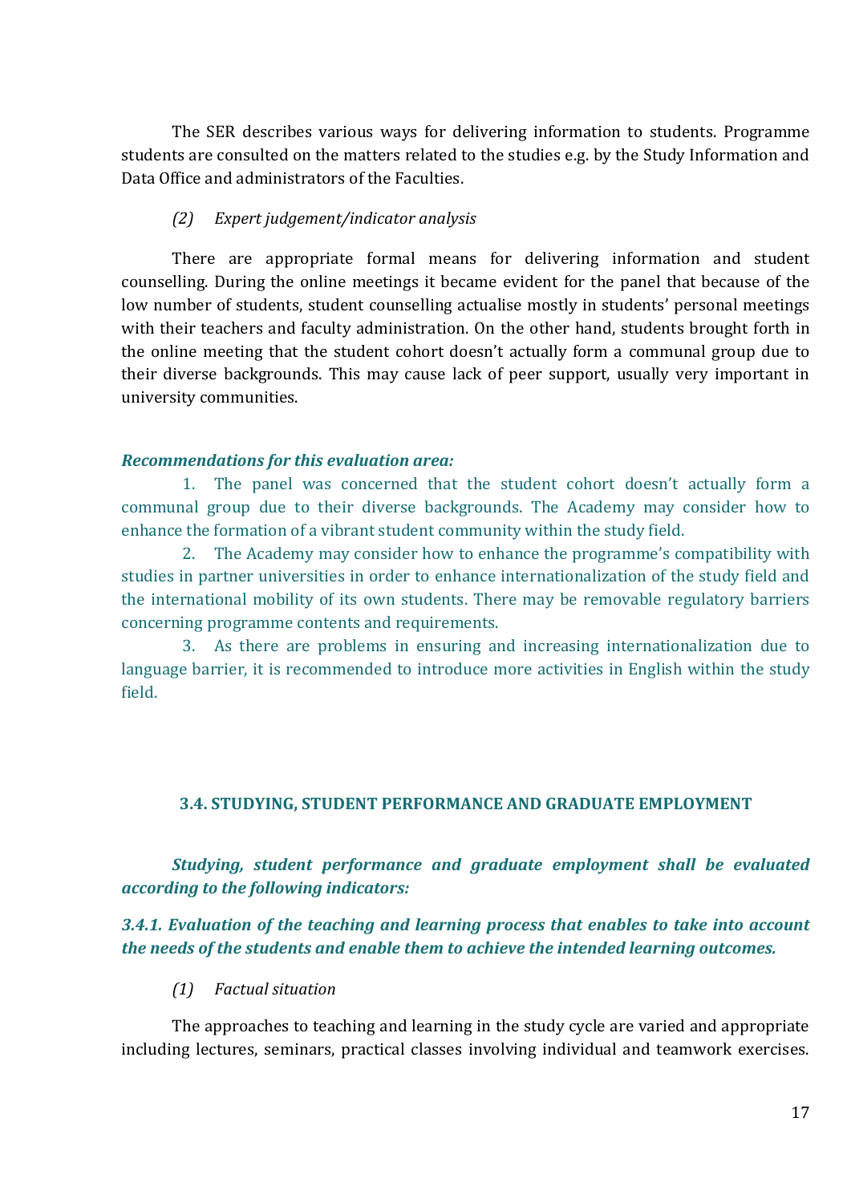The SER describes various ways for delivering information to students. Programme students are consulted on the matters related to the studies e.g. by the Study Information and Data Office and administrators of the Faculties.

*(2) Expert judgement/indicator analysis*

There are appropriate formal means for delivering information and student counselling. During the online meetings it became evident for the panel that because of the low number of students, student counselling actualise mostly in students' personal meetings with their teachers and faculty administration. On the other hand, students brought forth in the online meeting that the student cohort doesn't actually form a communal group due to their diverse backgrounds. This may cause lack of peer support, usually very important in university communities.

***Recommendations for this evaluation area:***

1. The panel was concerned that the student cohort doesn't actually form a communal group due to their diverse backgrounds. The Academy may consider how to enhance the formation of a vibrant student community within the study field.
2. The Academy may consider how to enhance the programme's compatibility with studies in partner universities in order to enhance internationalization of the study field and the international mobility of its own students. There may be removable regulatory barriers concerning programme contents and requirements.
3. As there are problems in ensuring and increasing internationalization due to language barrier, it is recommended to introduce more activities in English within the study field.

## 3.4. STUDYING, STUDENT PERFORMANCE AND GRADUATE EMPLOYMENT

***Studying, student performance and graduate employment shall be evaluated according to the following indicators:***

***3.4.1. Evaluation of the teaching and learning process that enables to take into account the needs of the students and enable them to achieve the intended learning outcomes.***

*(1) Factual situation*

The approaches to teaching and learning in the study cycle are varied and appropriate including lectures, seminars, practical classes involving individual and teamwork exercises.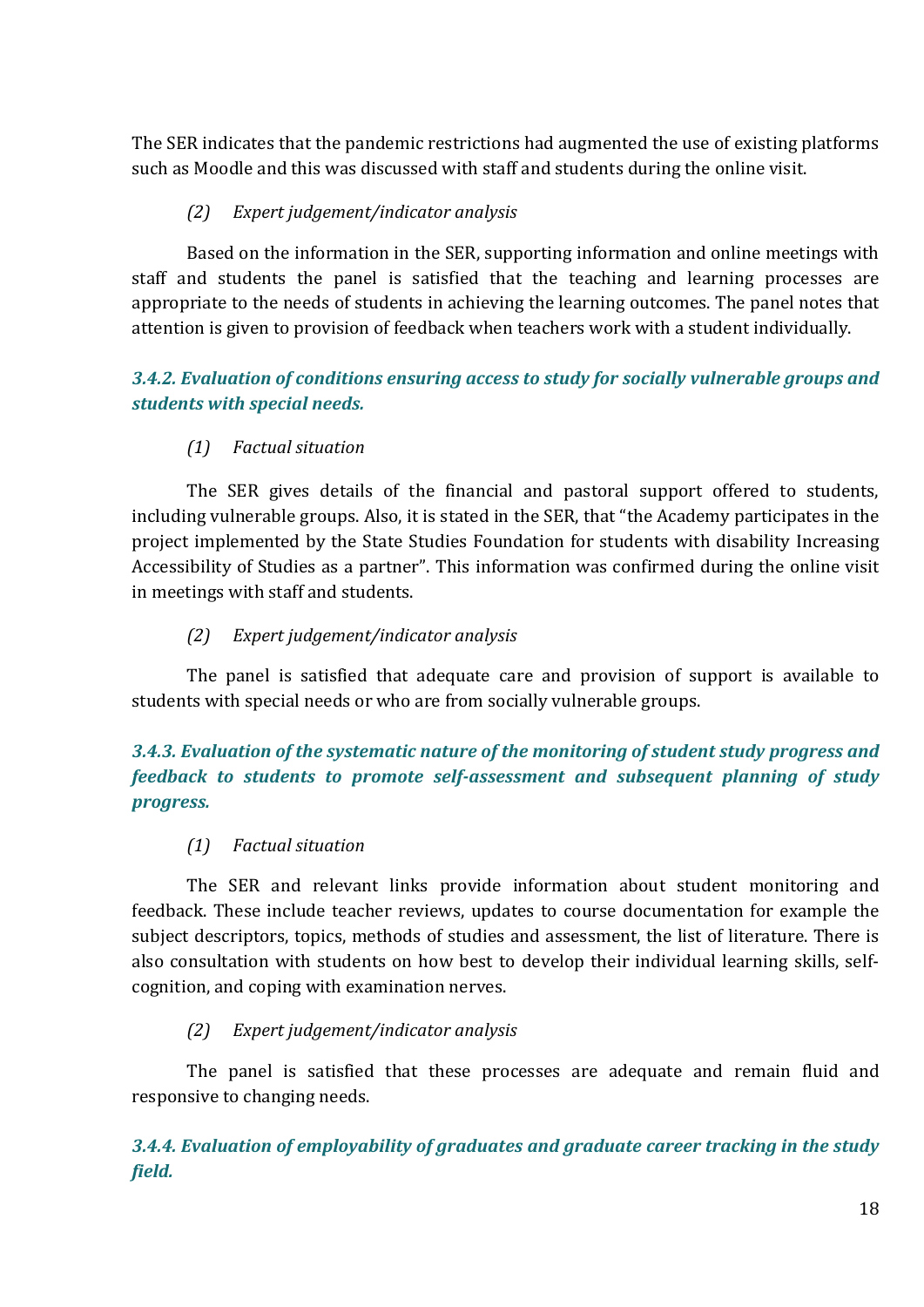The SER indicates that the pandemic restrictions had augmented the use of existing platforms such as Moodle and this was discussed with staff and students during the online visit.

*(2) Expert judgement/indicator analysis*

Based on the information in the SER, supporting information and online meetings with staff and students the panel is satisfied that the teaching and learning processes are appropriate to the needs of students in achieving the learning outcomes. The panel notes that attention is given to provision of feedback when teachers work with a student individually.

### *3.4.2. Evaluation of conditions ensuring access to study for socially vulnerable groups and students with special needs.*

*(1) Factual situation*

The SER gives details of the financial and pastoral support offered to students, including vulnerable groups. Also, it is stated in the SER, that "the Academy participates in the project implemented by the State Studies Foundation for students with disability Increasing Accessibility of Studies as a partner". This information was confirmed during the online visit in meetings with staff and students.

*(2) Expert judgement/indicator analysis*

The panel is satisfied that adequate care and provision of support is available to students with special needs or who are from socially vulnerable groups.

### *3.4.3. Evaluation of the systematic nature of the monitoring of student study progress and feedback to students to promote self-assessment and subsequent planning of study progress.*

*(1) Factual situation*

The SER and relevant links provide information about student monitoring and feedback. These include teacher reviews, updates to course documentation for example the subject descriptors, topics, methods of studies and assessment, the list of literature. There is also consultation with students on how best to develop their individual learning skills, self-cognition, and coping with examination nerves.

*(2) Expert judgement/indicator analysis*

The panel is satisfied that these processes are adequate and remain fluid and responsive to changing needs.

### *3.4.4. Evaluation of employability of graduates and graduate career tracking in the study field.*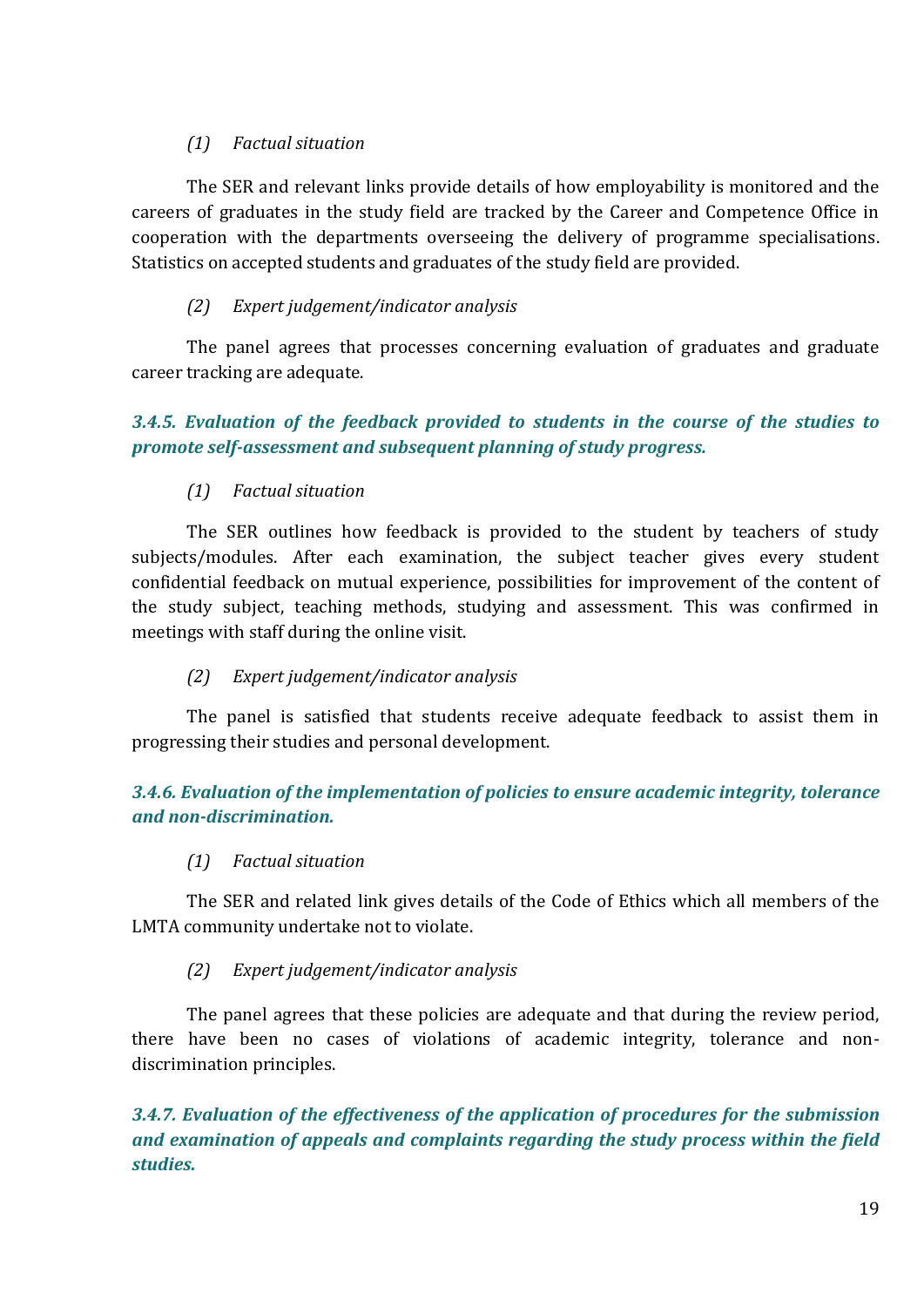*(1) Factual situation*

The SER and relevant links provide details of how employability is monitored and the careers of graduates in the study field are tracked by the Career and Competence Office in cooperation with the departments overseeing the delivery of programme specialisations. Statistics on accepted students and graduates of the study field are provided.

*(2) Expert judgement/indicator analysis*

The panel agrees that processes concerning evaluation of graduates and graduate career tracking are adequate.

### *3.4.5. Evaluation of the feedback provided to students in the course of the studies to promote self-assessment and subsequent planning of study progress.*

*(1) Factual situation*

The SER outlines how feedback is provided to the student by teachers of study subjects/modules. After each examination, the subject teacher gives every student confidential feedback on mutual experience, possibilities for improvement of the content of the study subject, teaching methods, studying and assessment. This was confirmed in meetings with staff during the online visit.

*(2) Expert judgement/indicator analysis*

The panel is satisfied that students receive adequate feedback to assist them in progressing their studies and personal development.

### *3.4.6. Evaluation of the implementation of policies to ensure academic integrity, tolerance and non-discrimination.*

*(1) Factual situation*

The SER and related link gives details of the Code of Ethics which all members of the LMTA community undertake not to violate.

*(2) Expert judgement/indicator analysis*

The panel agrees that these policies are adequate and that during the review period, there have been no cases of violations of academic integrity, tolerance and non-discrimination principles.

### *3.4.7. Evaluation of the effectiveness of the application of procedures for the submission and examination of appeals and complaints regarding the study process within the field studies.*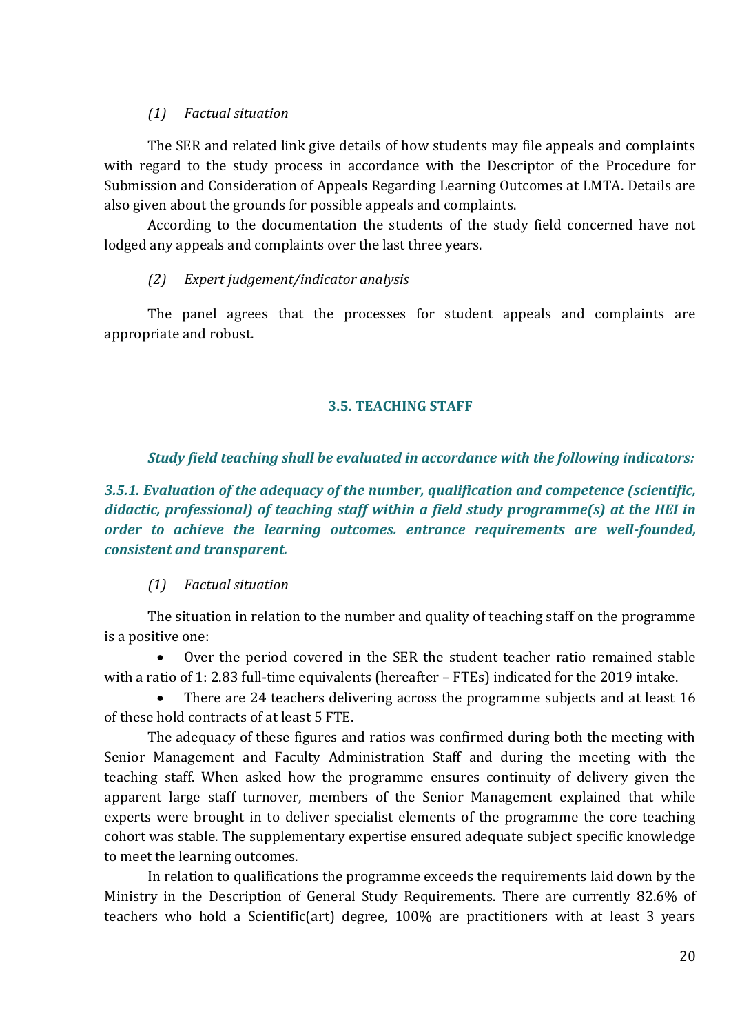*(1) Factual situation*

The SER and related link give details of how students may file appeals and complaints with regard to the study process in accordance with the Descriptor of the Procedure for Submission and Consideration of Appeals Regarding Learning Outcomes at LMTA. Details are also given about the grounds for possible appeals and complaints.

According to the documentation the students of the study field concerned have not lodged any appeals and complaints over the last three years.

*(2) Expert judgement/indicator analysis*

The panel agrees that the processes for student appeals and complaints are appropriate and robust.

## 3.5. TEACHING STAFF

***Study field teaching shall be evaluated in accordance with the following indicators:***

***3.5.1. Evaluation of the adequacy of the number, qualification and competence (scientific, didactic, professional) of teaching staff within a field study programme(s) at the HEI in order to achieve the learning outcomes. entrance requirements are well-founded, consistent and transparent.***

*(1) Factual situation*

The situation in relation to the number and quality of teaching staff on the programme is a positive one:

- Over the period covered in the SER the student teacher ratio remained stable with a ratio of 1: 2.83 full-time equivalents (hereafter – FTEs) indicated for the 2019 intake.
- There are 24 teachers delivering across the programme subjects and at least 16 of these hold contracts of at least 5 FTE.

The adequacy of these figures and ratios was confirmed during both the meeting with Senior Management and Faculty Administration Staff and during the meeting with the teaching staff. When asked how the programme ensures continuity of delivery given the apparent large staff turnover, members of the Senior Management explained that while experts were brought in to deliver specialist elements of the programme the core teaching cohort was stable. The supplementary expertise ensured adequate subject specific knowledge to meet the learning outcomes.

In relation to qualifications the programme exceeds the requirements laid down by the Ministry in the Description of General Study Requirements. There are currently 82.6% of teachers who hold a Scientific(art) degree, 100% are practitioners with at least 3 years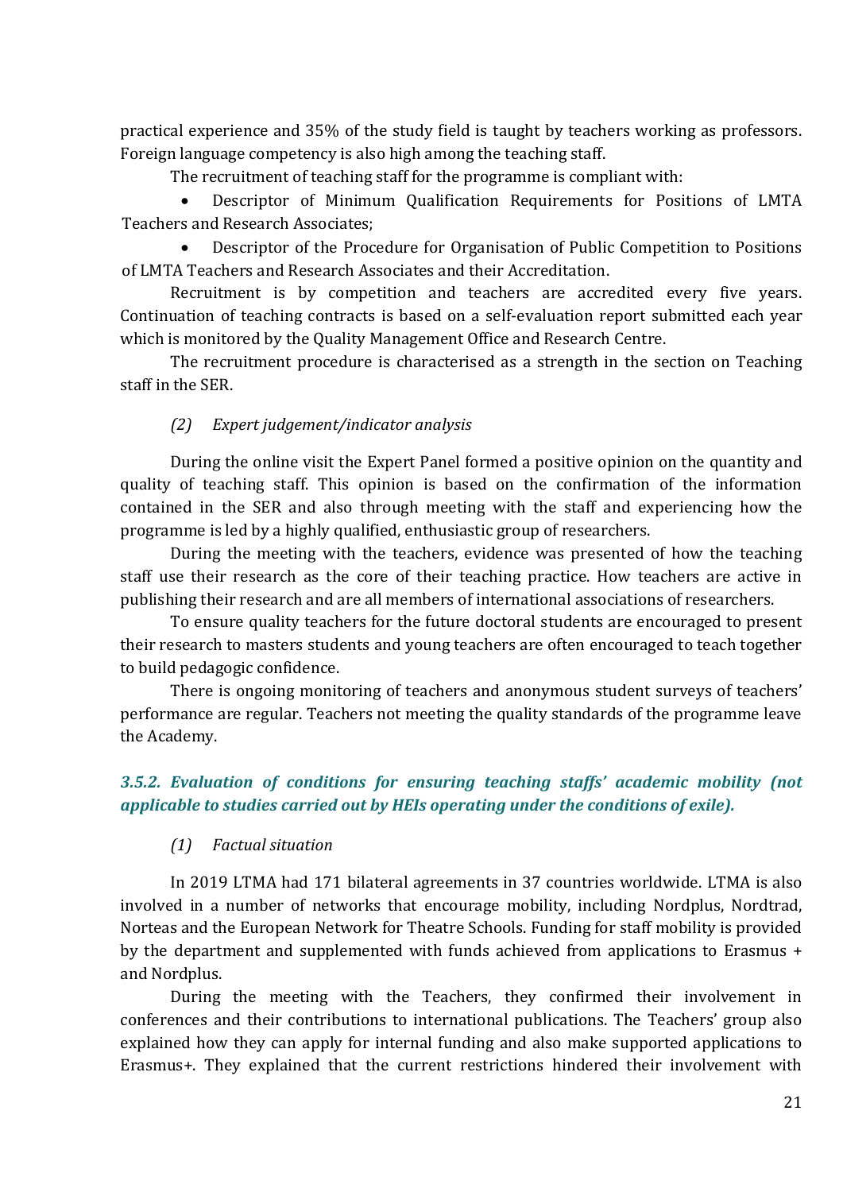practical experience and 35% of the study field is taught by teachers working as professors. Foreign language competency is also high among the teaching staff.

The recruitment of teaching staff for the programme is compliant with:

- Descriptor of Minimum Qualification Requirements for Positions of LMTA Teachers and Research Associates;
- Descriptor of the Procedure for Organisation of Public Competition to Positions of LMTA Teachers and Research Associates and their Accreditation.

Recruitment is by competition and teachers are accredited every five years. Continuation of teaching contracts is based on a self-evaluation report submitted each year which is monitored by the Quality Management Office and Research Centre.

The recruitment procedure is characterised as a strength in the section on Teaching staff in the SER.

*(2) Expert judgement/indicator analysis*

During the online visit the Expert Panel formed a positive opinion on the quantity and quality of teaching staff. This opinion is based on the confirmation of the information contained in the SER and also through meeting with the staff and experiencing how the programme is led by a highly qualified, enthusiastic group of researchers.

During the meeting with the teachers, evidence was presented of how the teaching staff use their research as the core of their teaching practice. How teachers are active in publishing their research and are all members of international associations of researchers.

To ensure quality teachers for the future doctoral students are encouraged to present their research to masters students and young teachers are often encouraged to teach together to build pedagogic confidence.

There is ongoing monitoring of teachers and anonymous student surveys of teachers' performance are regular. Teachers not meeting the quality standards of the programme leave the Academy.

### *3.5.2. Evaluation of conditions for ensuring teaching staffs' academic mobility (not applicable to studies carried out by HEIs operating under the conditions of exile).*

*(1) Factual situation*

In 2019 LTMA had 171 bilateral agreements in 37 countries worldwide. LTMA is also involved in a number of networks that encourage mobility, including Nordplus, Nordtrad, Norteas and the European Network for Theatre Schools. Funding for staff mobility is provided by the department and supplemented with funds achieved from applications to Erasmus + and Nordplus.

During the meeting with the Teachers, they confirmed their involvement in conferences and their contributions to international publications. The Teachers' group also explained how they can apply for internal funding and also make supported applications to Erasmus+. They explained that the current restrictions hindered their involvement with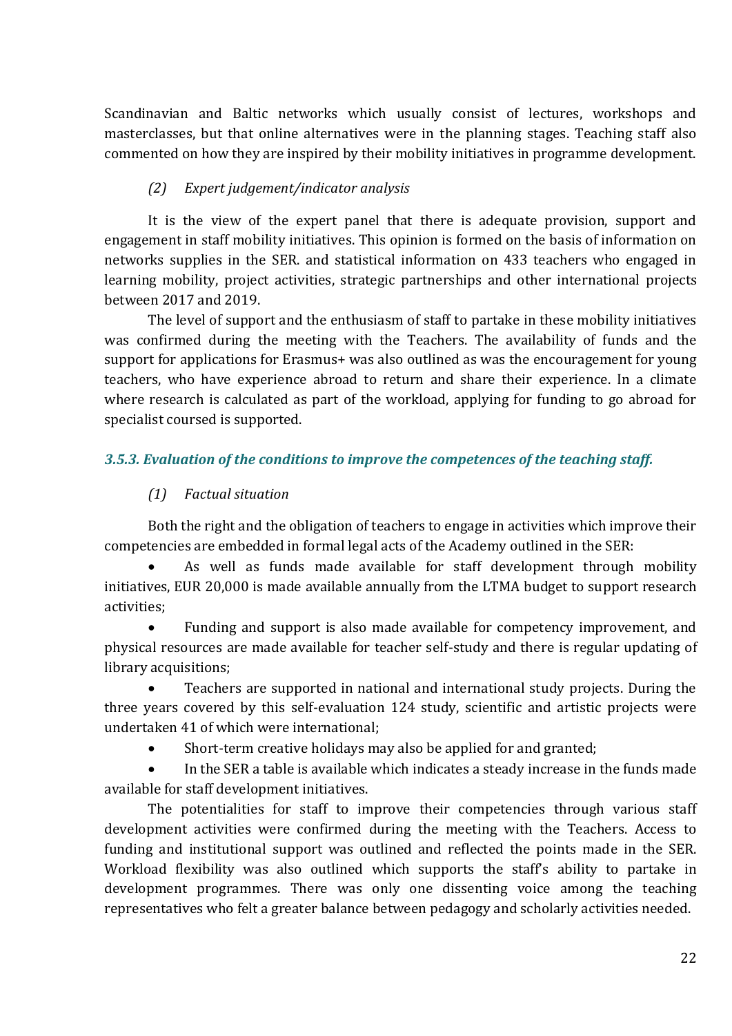Scandinavian and Baltic networks which usually consist of lectures, workshops and masterclasses, but that online alternatives were in the planning stages. Teaching staff also commented on how they are inspired by their mobility initiatives in programme development.

*(2) Expert judgement/indicator analysis*

It is the view of the expert panel that there is adequate provision, support and engagement in staff mobility initiatives. This opinion is formed on the basis of information on networks supplies in the SER. and statistical information on 433 teachers who engaged in learning mobility, project activities, strategic partnerships and other international projects between 2017 and 2019.

The level of support and the enthusiasm of staff to partake in these mobility initiatives was confirmed during the meeting with the Teachers. The availability of funds and the support for applications for Erasmus+ was also outlined as was the encouragement for young teachers, who have experience abroad to return and share their experience. In a climate where research is calculated as part of the workload, applying for funding to go abroad for specialist coursed is supported.

### *3.5.3. Evaluation of the conditions to improve the competences of the teaching staff.*

*(1) Factual situation*

Both the right and the obligation of teachers to engage in activities which improve their competencies are embedded in formal legal acts of the Academy outlined in the SER:

- As well as funds made available for staff development through mobility initiatives, EUR 20,000 is made available annually from the LTMA budget to support research activities;
- Funding and support is also made available for competency improvement, and physical resources are made available for teacher self-study and there is regular updating of library acquisitions;
- Teachers are supported in national and international study projects. During the three years covered by this self-evaluation 124 study, scientific and artistic projects were undertaken 41 of which were international;
- Short-term creative holidays may also be applied for and granted;
- In the SER a table is available which indicates a steady increase in the funds made available for staff development initiatives.

The potentialities for staff to improve their competencies through various staff development activities were confirmed during the meeting with the Teachers. Access to funding and institutional support was outlined and reflected the points made in the SER. Workload flexibility was also outlined which supports the staff's ability to partake in development programmes. There was only one dissenting voice among the teaching representatives who felt a greater balance between pedagogy and scholarly activities needed.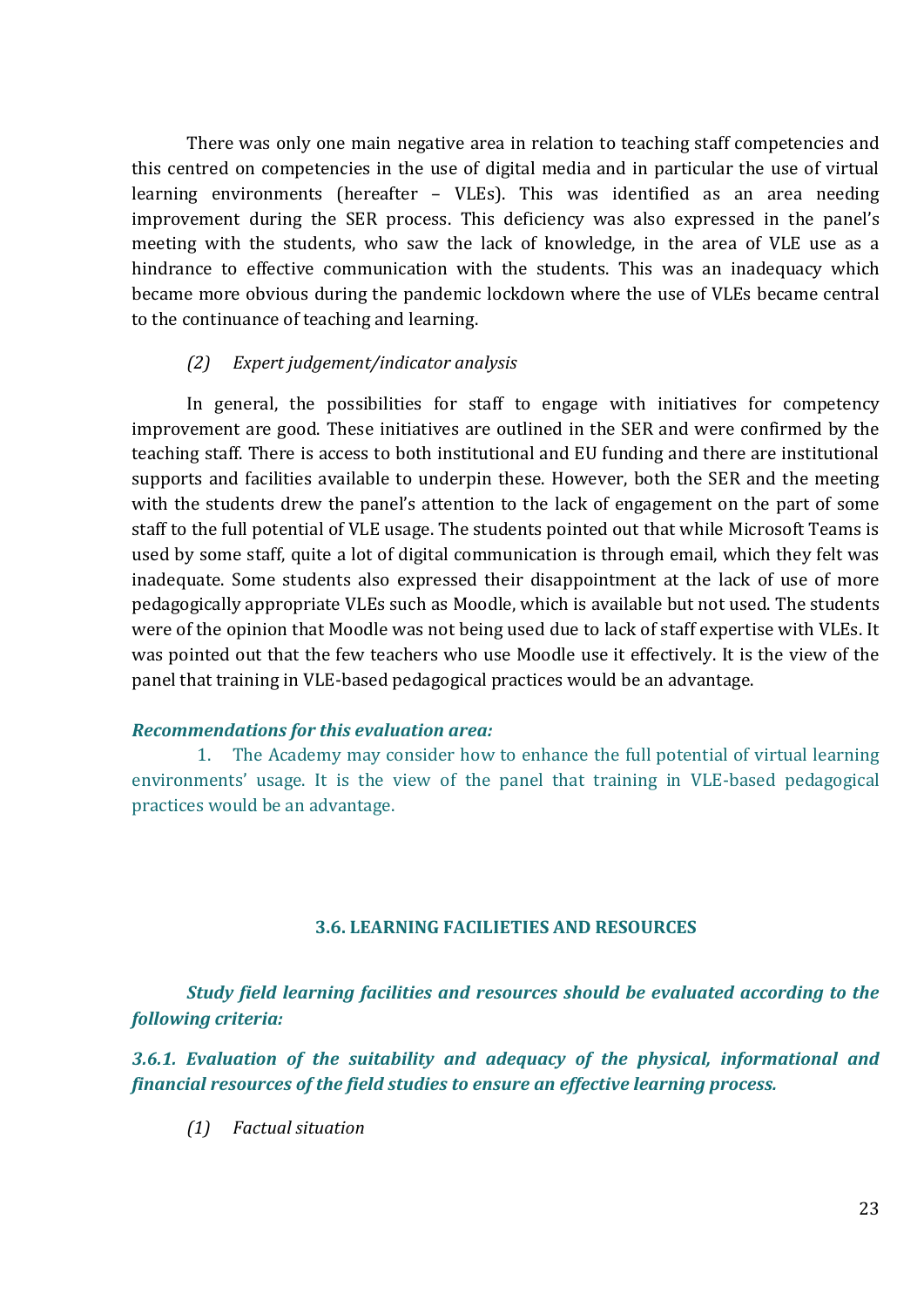There was only one main negative area in relation to teaching staff competencies and this centred on competencies in the use of digital media and in particular the use of virtual learning environments (hereafter – VLEs). This was identified as an area needing improvement during the SER process. This deficiency was also expressed in the panel's meeting with the students, who saw the lack of knowledge, in the area of VLE use as a hindrance to effective communication with the students. This was an inadequacy which became more obvious during the pandemic lockdown where the use of VLEs became central to the continuance of teaching and learning.

*(2) Expert judgement/indicator analysis*

In general, the possibilities for staff to engage with initiatives for competency improvement are good. These initiatives are outlined in the SER and were confirmed by the teaching staff. There is access to both institutional and EU funding and there are institutional supports and facilities available to underpin these. However, both the SER and the meeting with the students drew the panel's attention to the lack of engagement on the part of some staff to the full potential of VLE usage. The students pointed out that while Microsoft Teams is used by some staff, quite a lot of digital communication is through email, which they felt was inadequate. Some students also expressed their disappointment at the lack of use of more pedagogically appropriate VLEs such as Moodle, which is available but not used. The students were of the opinion that Moodle was not being used due to lack of staff expertise with VLEs. It was pointed out that the few teachers who use Moodle use it effectively. It is the view of the panel that training in VLE-based pedagogical practices would be an advantage.

***Recommendations for this evaluation area:***

1. The Academy may consider how to enhance the full potential of virtual learning environments' usage. It is the view of the panel that training in VLE-based pedagogical practices would be an advantage.

## 3.6. LEARNING FACILIETIES AND RESOURCES

***Study field learning facilities and resources should be evaluated according to the following criteria:***

***3.6.1. Evaluation of the suitability and adequacy of the physical, informational and financial resources of the field studies to ensure an effective learning process.***

*(1) Factual situation*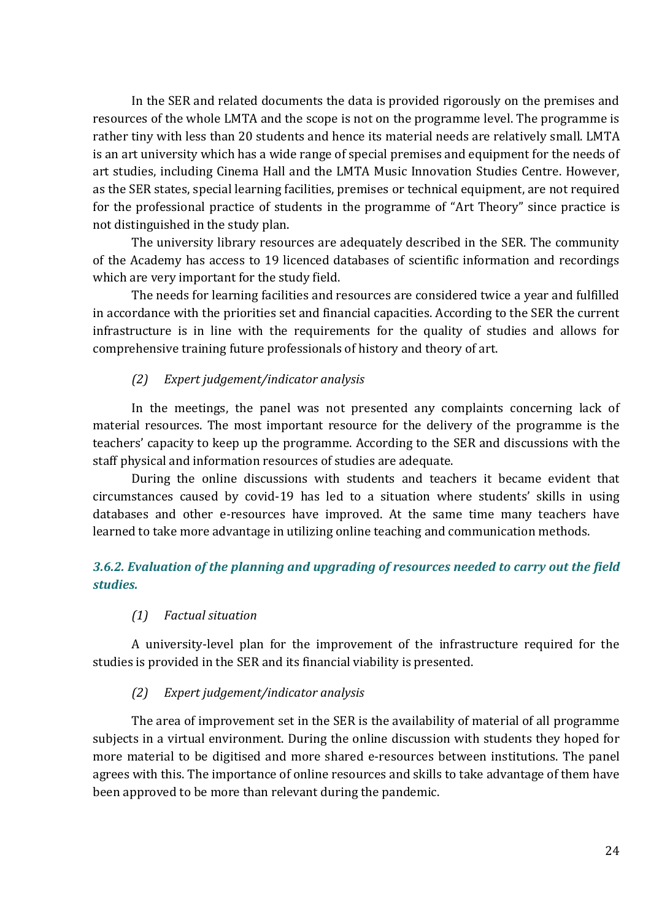In the SER and related documents the data is provided rigorously on the premises and resources of the whole LMTA and the scope is not on the programme level. The programme is rather tiny with less than 20 students and hence its material needs are relatively small. LMTA is an art university which has a wide range of special premises and equipment for the needs of art studies, including Cinema Hall and the LMTA Music Innovation Studies Centre. However, as the SER states, special learning facilities, premises or technical equipment, are not required for the professional practice of students in the programme of "Art Theory" since practice is not distinguished in the study plan.

The university library resources are adequately described in the SER. The community of the Academy has access to 19 licenced databases of scientific information and recordings which are very important for the study field.

The needs for learning facilities and resources are considered twice a year and fulfilled in accordance with the priorities set and financial capacities. According to the SER the current infrastructure is in line with the requirements for the quality of studies and allows for comprehensive training future professionals of history and theory of art.

*(2) Expert judgement/indicator analysis*

In the meetings, the panel was not presented any complaints concerning lack of material resources. The most important resource for the delivery of the programme is the teachers' capacity to keep up the programme. According to the SER and discussions with the staff physical and information resources of studies are adequate.

During the online discussions with students and teachers it became evident that circumstances caused by covid-19 has led to a situation where students' skills in using databases and other e-resources have improved. At the same time many teachers have learned to take more advantage in utilizing online teaching and communication methods.

### *3.6.2. Evaluation of the planning and upgrading of resources needed to carry out the field studies.*

*(1) Factual situation*

A university-level plan for the improvement of the infrastructure required for the studies is provided in the SER and its financial viability is presented.

*(2) Expert judgement/indicator analysis*

The area of improvement set in the SER is the availability of material of all programme subjects in a virtual environment. During the online discussion with students they hoped for more material to be digitised and more shared e-resources between institutions. The panel agrees with this. The importance of online resources and skills to take advantage of them have been approved to be more than relevant during the pandemic.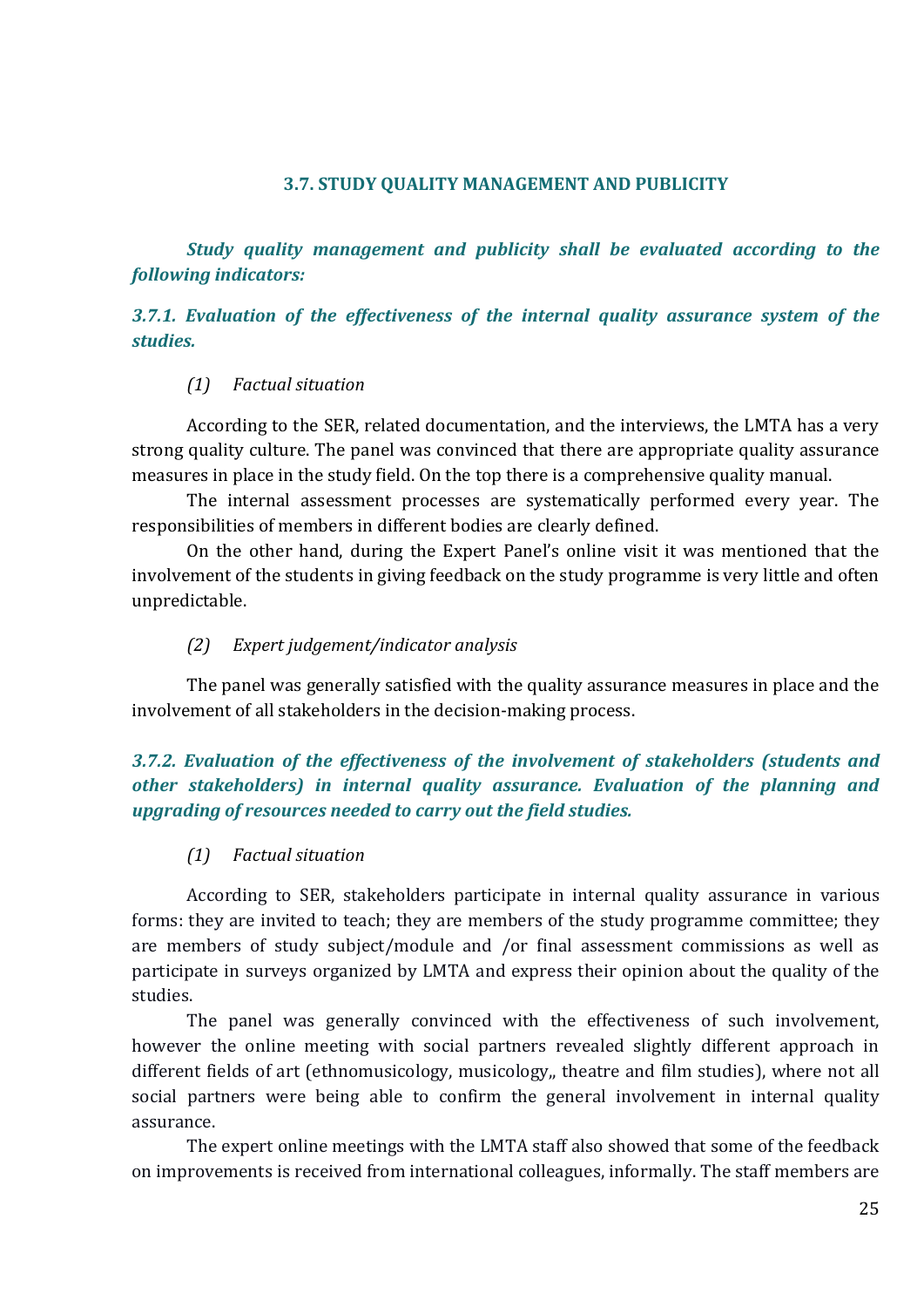### 3.7. STUDY QUALITY MANAGEMENT AND PUBLICITY

***Study quality management and publicity shall be evaluated according to the following indicators:***

***3.7.1. Evaluation of the effectiveness of the internal quality assurance system of the studies.***

*(1) Factual situation*

According to the SER, related documentation, and the interviews, the LMTA has a very strong quality culture. The panel was convinced that there are appropriate quality assurance measures in place in the study field. On the top there is a comprehensive quality manual.

The internal assessment processes are systematically performed every year. The responsibilities of members in different bodies are clearly defined.

On the other hand, during the Expert Panel's online visit it was mentioned that the involvement of the students in giving feedback on the study programme is very little and often unpredictable.

*(2) Expert judgement/indicator analysis*

The panel was generally satisfied with the quality assurance measures in place and the involvement of all stakeholders in the decision-making process.

***3.7.2. Evaluation of the effectiveness of the involvement of stakeholders (students and other stakeholders) in internal quality assurance. Evaluation of the planning and upgrading of resources needed to carry out the field studies.***

*(1) Factual situation*

According to SER, stakeholders participate in internal quality assurance in various forms: they are invited to teach; they are members of the study programme committee; they are members of study subject/module and /or final assessment commissions as well as participate in surveys organized by LMTA and express their opinion about the quality of the studies.

The panel was generally convinced with the effectiveness of such involvement, however the online meeting with social partners revealed slightly different approach in different fields of art (ethnomusicology, musicology,, theatre and film studies), where not all social partners were being able to confirm the general involvement in internal quality assurance.

The expert online meetings with the LMTA staff also showed that some of the feedback on improvements is received from international colleagues, informally. The staff members are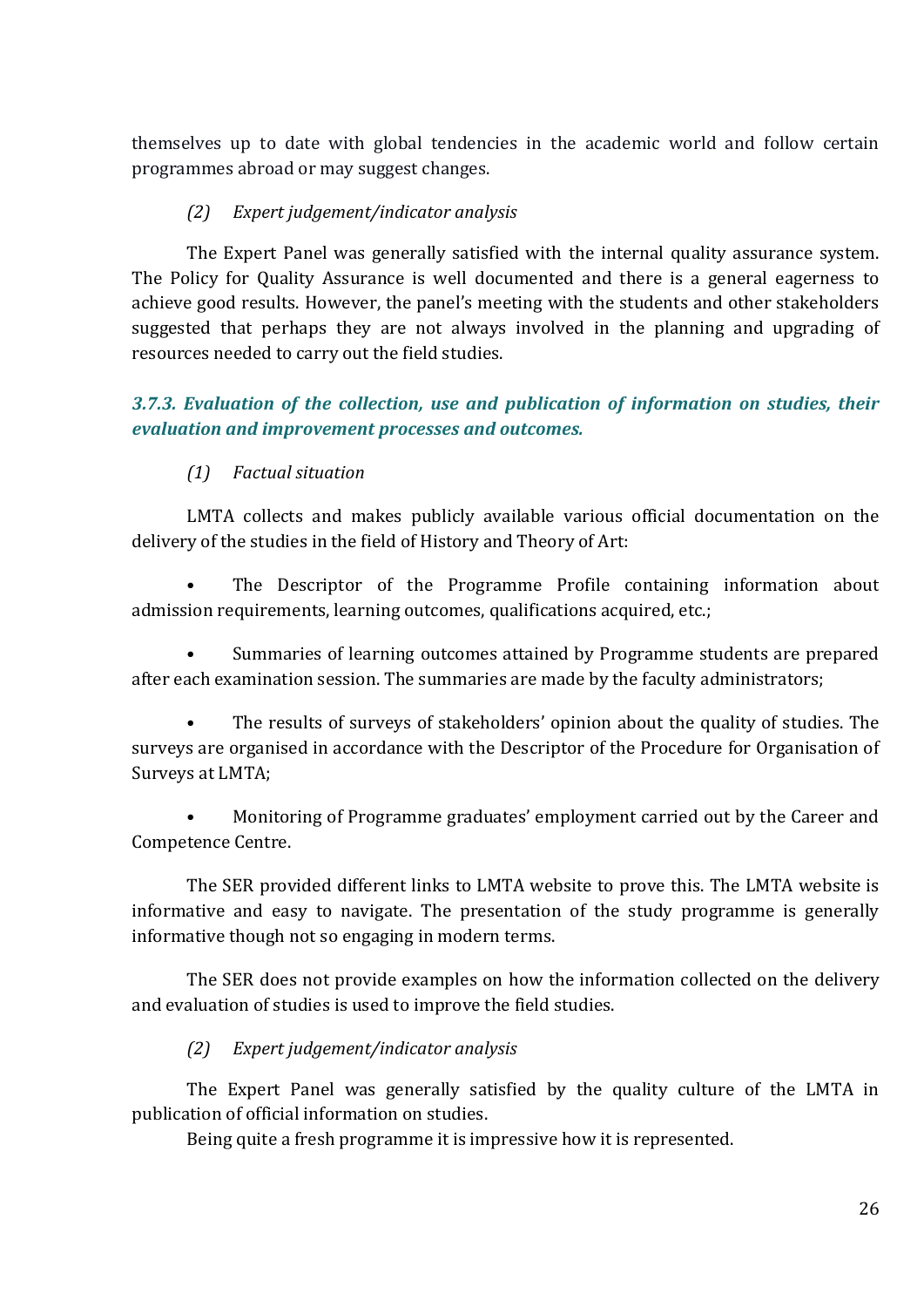themselves up to date with global tendencies in the academic world and follow certain programmes abroad or may suggest changes.

*(2) Expert judgement/indicator analysis*

The Expert Panel was generally satisfied with the internal quality assurance system. The Policy for Quality Assurance is well documented and there is a general eagerness to achieve good results. However, the panel's meeting with the students and other stakeholders suggested that perhaps they are not always involved in the planning and upgrading of resources needed to carry out the field studies.

### *3.7.3. Evaluation of the collection, use and publication of information on studies, their evaluation and improvement processes and outcomes.*

*(1) Factual situation*

LMTA collects and makes publicly available various official documentation on the delivery of the studies in the field of History and Theory of Art:

- The Descriptor of the Programme Profile containing information about admission requirements, learning outcomes, qualifications acquired, etc.;
- Summaries of learning outcomes attained by Programme students are prepared after each examination session. The summaries are made by the faculty administrators;
- The results of surveys of stakeholders' opinion about the quality of studies. The surveys are organised in accordance with the Descriptor of the Procedure for Organisation of Surveys at LMTA;
- Monitoring of Programme graduates' employment carried out by the Career and Competence Centre.

The SER provided different links to LMTA website to prove this. The LMTA website is informative and easy to navigate. The presentation of the study programme is generally informative though not so engaging in modern terms.

The SER does not provide examples on how the information collected on the delivery and evaluation of studies is used to improve the field studies.

*(2) Expert judgement/indicator analysis*

The Expert Panel was generally satisfied by the quality culture of the LMTA in publication of official information on studies.

Being quite a fresh programme it is impressive how it is represented.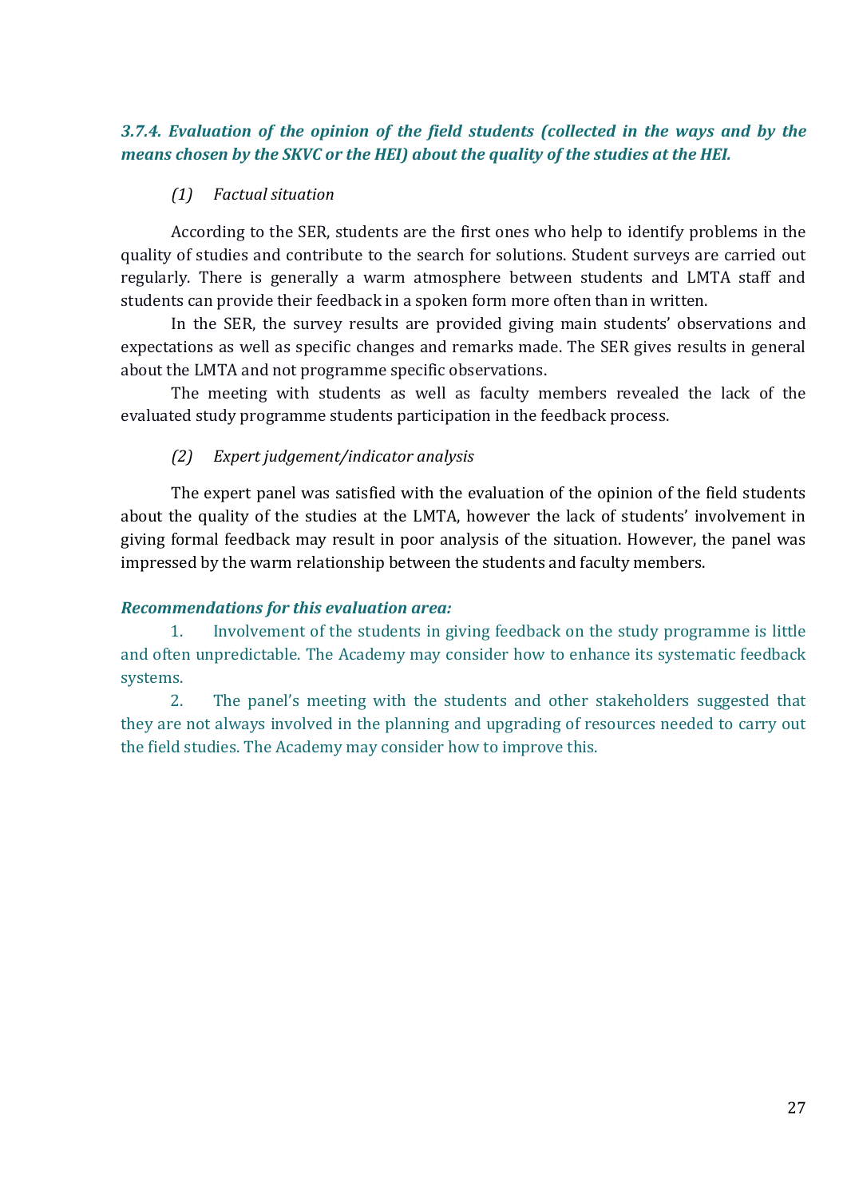### *3.7.4. Evaluation of the opinion of the field students (collected in the ways and by the means chosen by the SKVC or the HEI) about the quality of the studies at the HEI.*

*(1) Factual situation*

According to the SER, students are the first ones who help to identify problems in the quality of studies and contribute to the search for solutions. Student surveys are carried out regularly. There is generally a warm atmosphere between students and LMTA staff and students can provide their feedback in a spoken form more often than in written.

In the SER, the survey results are provided giving main students' observations and expectations as well as specific changes and remarks made. The SER gives results in general about the LMTA and not programme specific observations.

The meeting with students as well as faculty members revealed the lack of the evaluated study programme students participation in the feedback process.

*(2) Expert judgement/indicator analysis*

The expert panel was satisfied with the evaluation of the opinion of the field students about the quality of the studies at the LMTA, however the lack of students' involvement in giving formal feedback may result in poor analysis of the situation. However, the panel was impressed by the warm relationship between the students and faculty members.

***Recommendations for this evaluation area:***

1. Involvement of the students in giving feedback on the study programme is little and often unpredictable. The Academy may consider how to enhance its systematic feedback systems.
2. The panel's meeting with the students and other stakeholders suggested that they are not always involved in the planning and upgrading of resources needed to carry out the field studies. The Academy may consider how to improve this.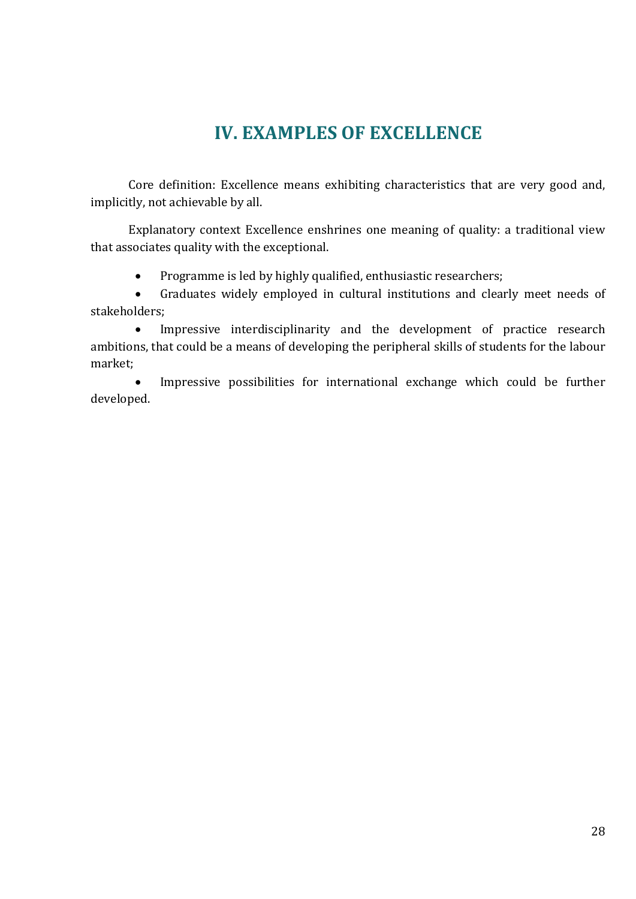# IV. EXAMPLES OF EXCELLENCE

Core definition: Excellence means exhibiting characteristics that are very good and, implicitly, not achievable by all.

Explanatory context Excellence enshrines one meaning of quality: a traditional view that associates quality with the exceptional.

- Programme is led by highly qualified, enthusiastic researchers;
- Graduates widely employed in cultural institutions and clearly meet needs of stakeholders;
- Impressive interdisciplinarity and the development of practice research ambitions, that could be a means of developing the peripheral skills of students for the labour market;
- Impressive possibilities for international exchange which could be further developed.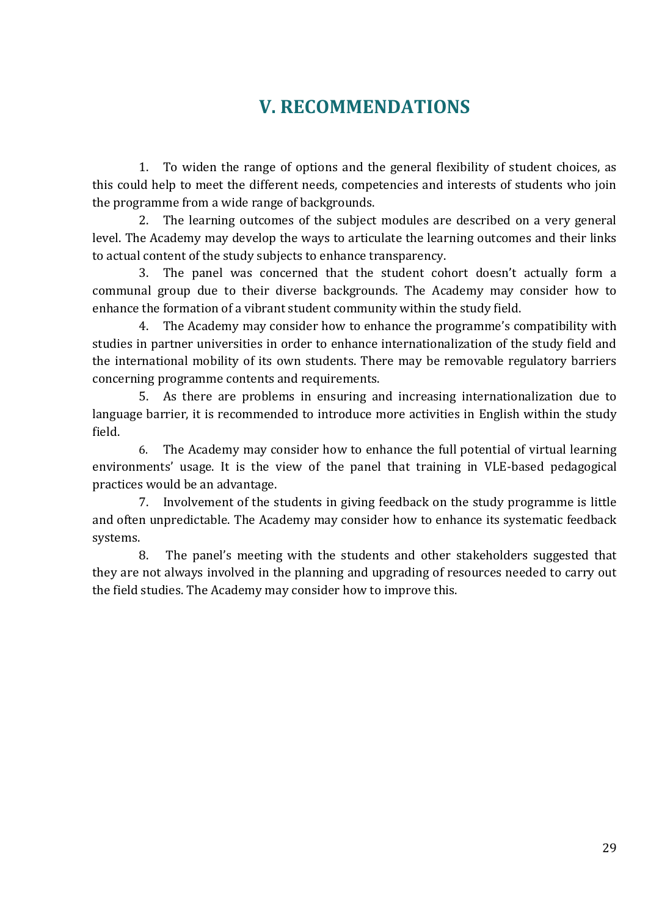# V. RECOMMENDATIONS

1. To widen the range of options and the general flexibility of student choices, as this could help to meet the different needs, competencies and interests of students who join the programme from a wide range of backgrounds.
2. The learning outcomes of the subject modules are described on a very general level. The Academy may develop the ways to articulate the learning outcomes and their links to actual content of the study subjects to enhance transparency.
3. The panel was concerned that the student cohort doesn't actually form a communal group due to their diverse backgrounds. The Academy may consider how to enhance the formation of a vibrant student community within the study field.
4. The Academy may consider how to enhance the programme's compatibility with studies in partner universities in order to enhance internationalization of the study field and the international mobility of its own students. There may be removable regulatory barriers concerning programme contents and requirements.
5. As there are problems in ensuring and increasing internationalization due to language barrier, it is recommended to introduce more activities in English within the study field.
6. The Academy may consider how to enhance the full potential of virtual learning environments' usage. It is the view of the panel that training in VLE-based pedagogical practices would be an advantage.
7. Involvement of the students in giving feedback on the study programme is little and often unpredictable. The Academy may consider how to enhance its systematic feedback systems.
8. The panel's meeting with the students and other stakeholders suggested that they are not always involved in the planning and upgrading of resources needed to carry out the field studies. The Academy may consider how to improve this.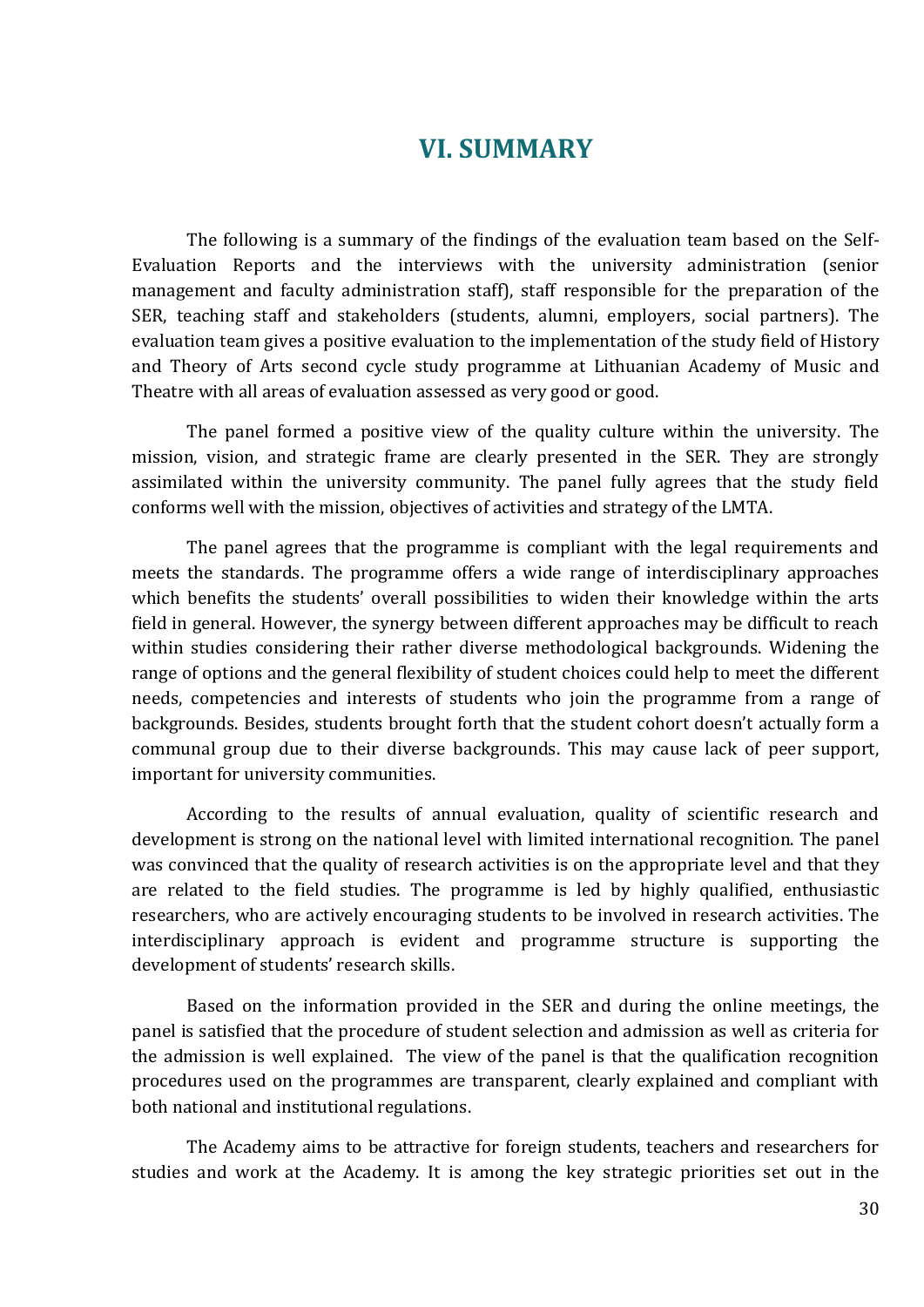# VI. SUMMARY

The following is a summary of the findings of the evaluation team based on the Self-Evaluation Reports and the interviews with the university administration (senior management and faculty administration staff), staff responsible for the preparation of the SER, teaching staff and stakeholders (students, alumni, employers, social partners). The evaluation team gives a positive evaluation to the implementation of the study field of History and Theory of Arts second cycle study programme at Lithuanian Academy of Music and Theatre with all areas of evaluation assessed as very good or good.

The panel formed a positive view of the quality culture within the university. The mission, vision, and strategic frame are clearly presented in the SER. They are strongly assimilated within the university community. The panel fully agrees that the study field conforms well with the mission, objectives of activities and strategy of the LMTA.

The panel agrees that the programme is compliant with the legal requirements and meets the standards. The programme offers a wide range of interdisciplinary approaches which benefits the students' overall possibilities to widen their knowledge within the arts field in general. However, the synergy between different approaches may be difficult to reach within studies considering their rather diverse methodological backgrounds. Widening the range of options and the general flexibility of student choices could help to meet the different needs, competencies and interests of students who join the programme from a range of backgrounds. Besides, students brought forth that the student cohort doesn't actually form a communal group due to their diverse backgrounds. This may cause lack of peer support, important for university communities.

According to the results of annual evaluation, quality of scientific research and development is strong on the national level with limited international recognition. The panel was convinced that the quality of research activities is on the appropriate level and that they are related to the field studies. The programme is led by highly qualified, enthusiastic researchers, who are actively encouraging students to be involved in research activities. The interdisciplinary approach is evident and programme structure is supporting the development of students' research skills.

Based on the information provided in the SER and during the online meetings, the panel is satisfied that the procedure of student selection and admission as well as criteria for the admission is well explained. The view of the panel is that the qualification recognition procedures used on the programmes are transparent, clearly explained and compliant with both national and institutional regulations.

The Academy aims to be attractive for foreign students, teachers and researchers for studies and work at the Academy. It is among the key strategic priorities set out in the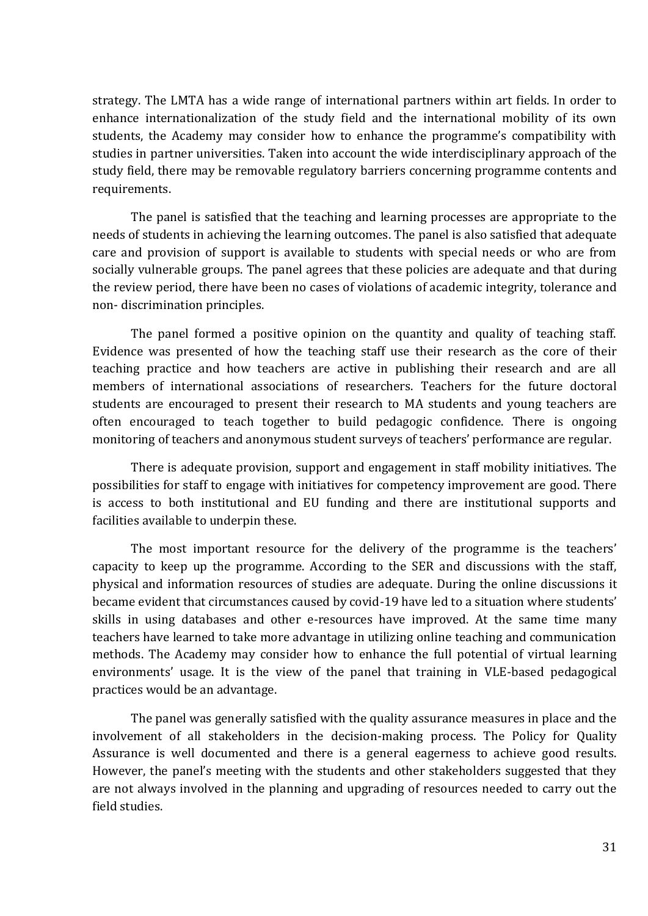strategy. The LMTA has a wide range of international partners within art fields. In order to enhance internationalization of the study field and the international mobility of its own students, the Academy may consider how to enhance the programme's compatibility with studies in partner universities. Taken into account the wide interdisciplinary approach of the study field, there may be removable regulatory barriers concerning programme contents and requirements.

The panel is satisfied that the teaching and learning processes are appropriate to the needs of students in achieving the learning outcomes. The panel is also satisfied that adequate care and provision of support is available to students with special needs or who are from socially vulnerable groups. The panel agrees that these policies are adequate and that during the review period, there have been no cases of violations of academic integrity, tolerance and non- discrimination principles.

The panel formed a positive opinion on the quantity and quality of teaching staff. Evidence was presented of how the teaching staff use their research as the core of their teaching practice and how teachers are active in publishing their research and are all members of international associations of researchers. Teachers for the future doctoral students are encouraged to present their research to MA students and young teachers are often encouraged to teach together to build pedagogic confidence. There is ongoing monitoring of teachers and anonymous student surveys of teachers' performance are regular.

There is adequate provision, support and engagement in staff mobility initiatives. The possibilities for staff to engage with initiatives for competency improvement are good. There is access to both institutional and EU funding and there are institutional supports and facilities available to underpin these.

The most important resource for the delivery of the programme is the teachers' capacity to keep up the programme. According to the SER and discussions with the staff, physical and information resources of studies are adequate. During the online discussions it became evident that circumstances caused by covid-19 have led to a situation where students' skills in using databases and other e-resources have improved. At the same time many teachers have learned to take more advantage in utilizing online teaching and communication methods. The Academy may consider how to enhance the full potential of virtual learning environments' usage. It is the view of the panel that training in VLE-based pedagogical practices would be an advantage.

The panel was generally satisfied with the quality assurance measures in place and the involvement of all stakeholders in the decision-making process. The Policy for Quality Assurance is well documented and there is a general eagerness to achieve good results. However, the panel's meeting with the students and other stakeholders suggested that they are not always involved in the planning and upgrading of resources needed to carry out the field studies.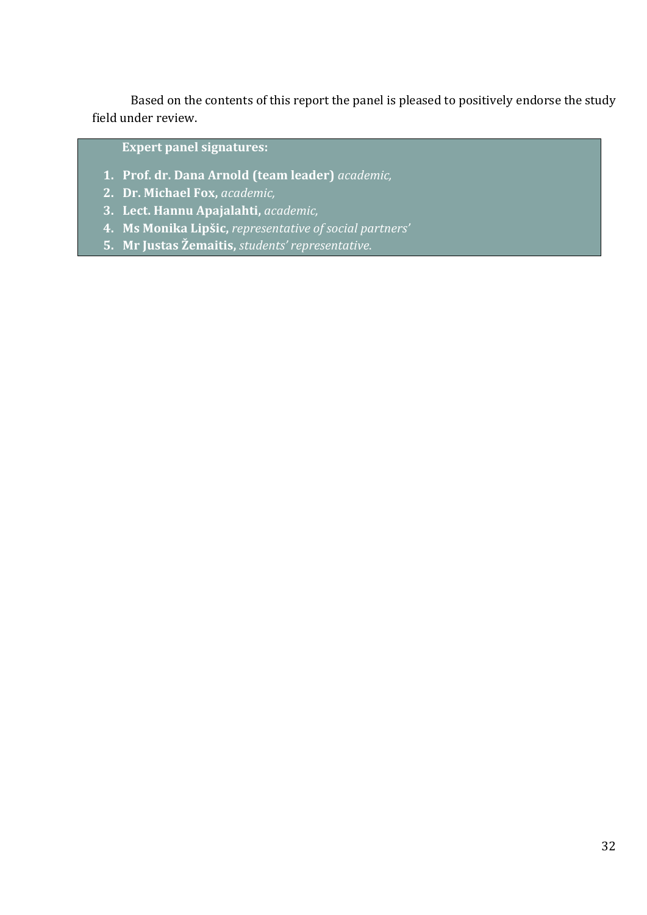Based on the contents of this report the panel is pleased to positively endorse the study field under review.

**Expert panel signatures:**

1. **Prof. dr. Dana Arnold (team leader)** *academic,*
2. **Dr. Michael Fox,** *academic,*
3. **Lect. Hannu Apajalahti,** *academic,*
4. **Ms Monika Lipšic,** *representative of social partners'*
5. **Mr Justas Žemaitis,** *students' representative.*